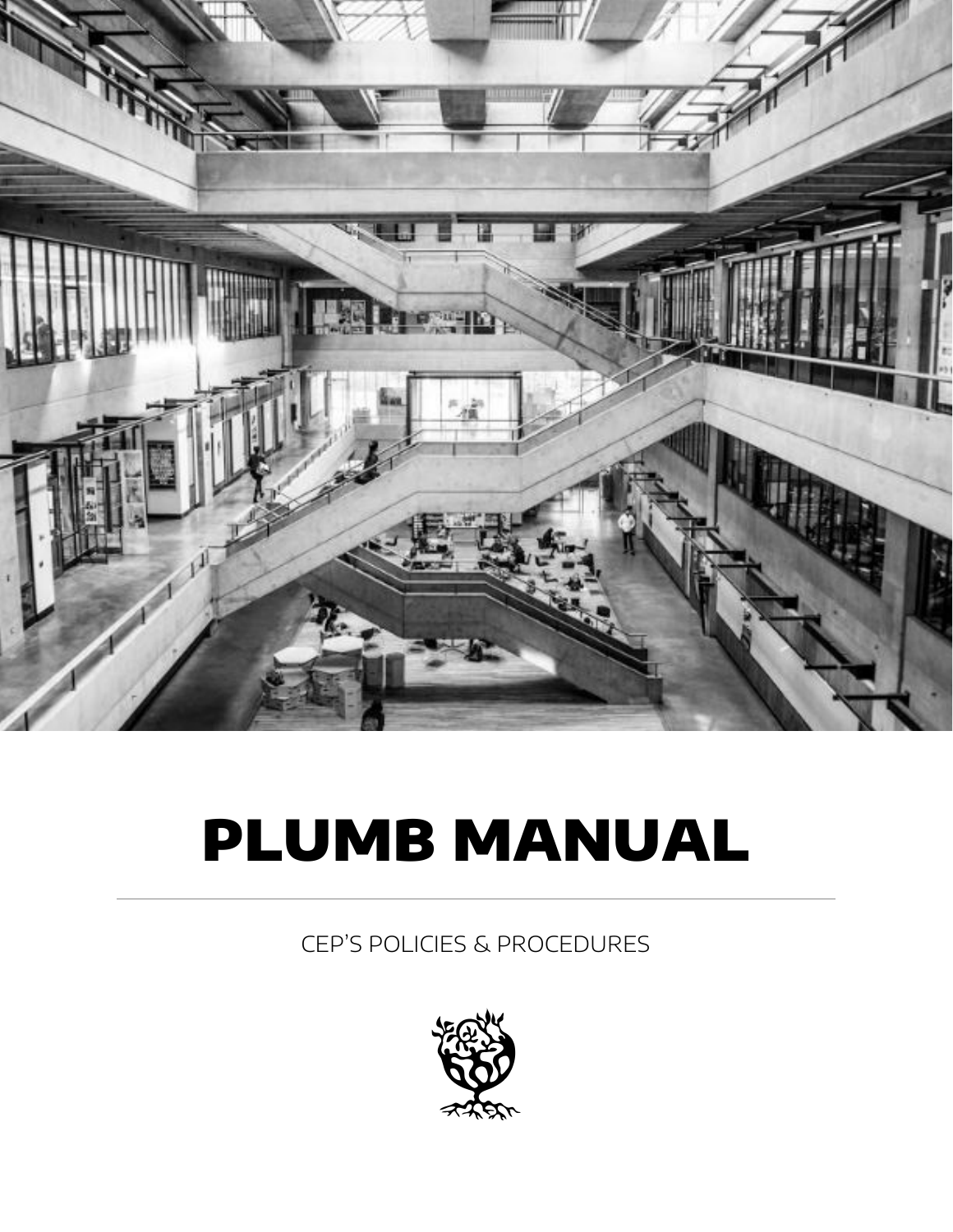# PLUMB MANUAL

CEP'S POLICIES & PROCEDURES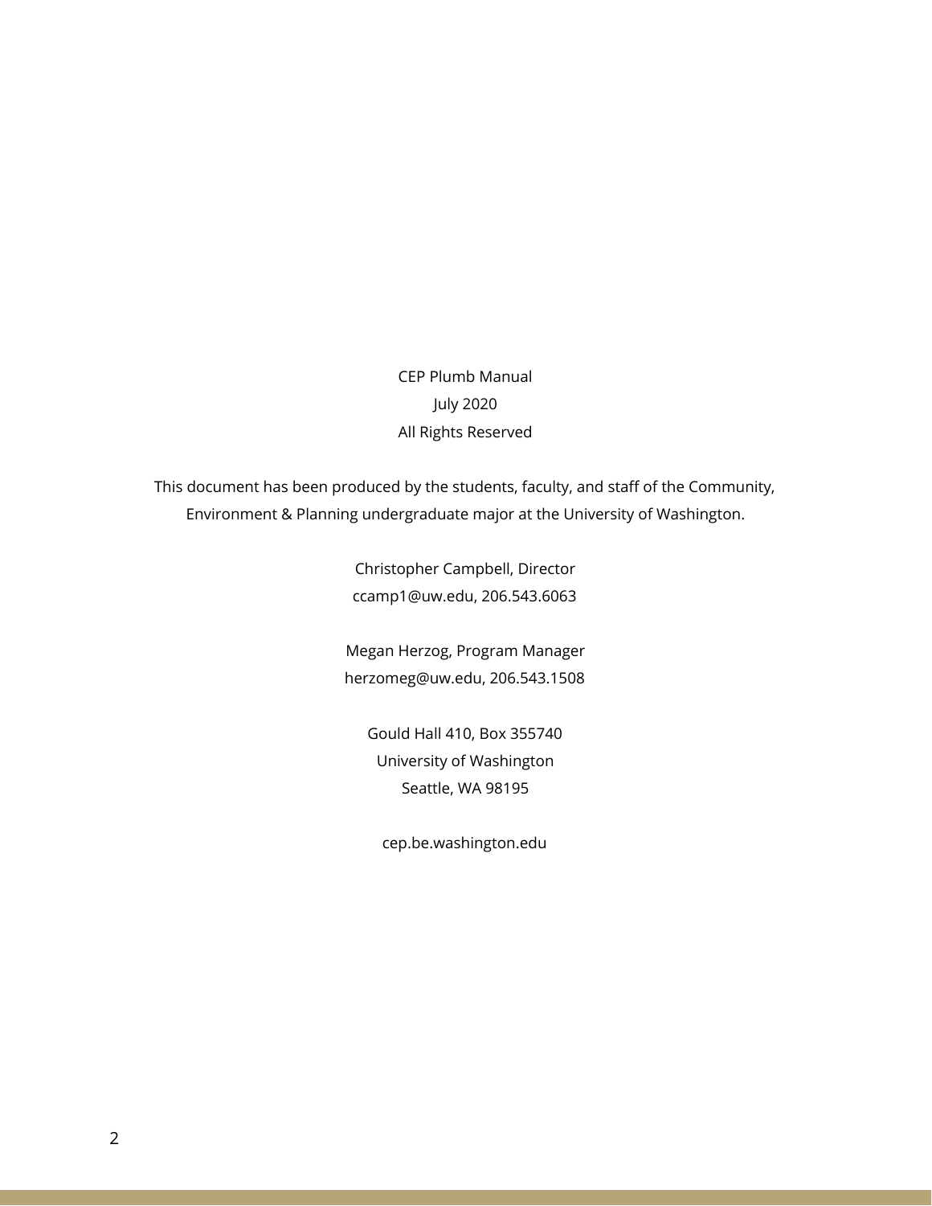CEP Plumb Manual

July 2020

All Rights Reserved

This document has been produced by the students, faculty, and staff of the Community, Environment & Planning undergraduate major at the University of Washington.

Christopher Campbell, Director

ccamp1@uw.edu, 206.543.6063

Megan Herzog, Program Manager

herzomeg@uw.edu, 206.543.1508

Gould Hall 410, Box 355740

University of Washington

Seattle, WA 98195

cep.be.washington.edu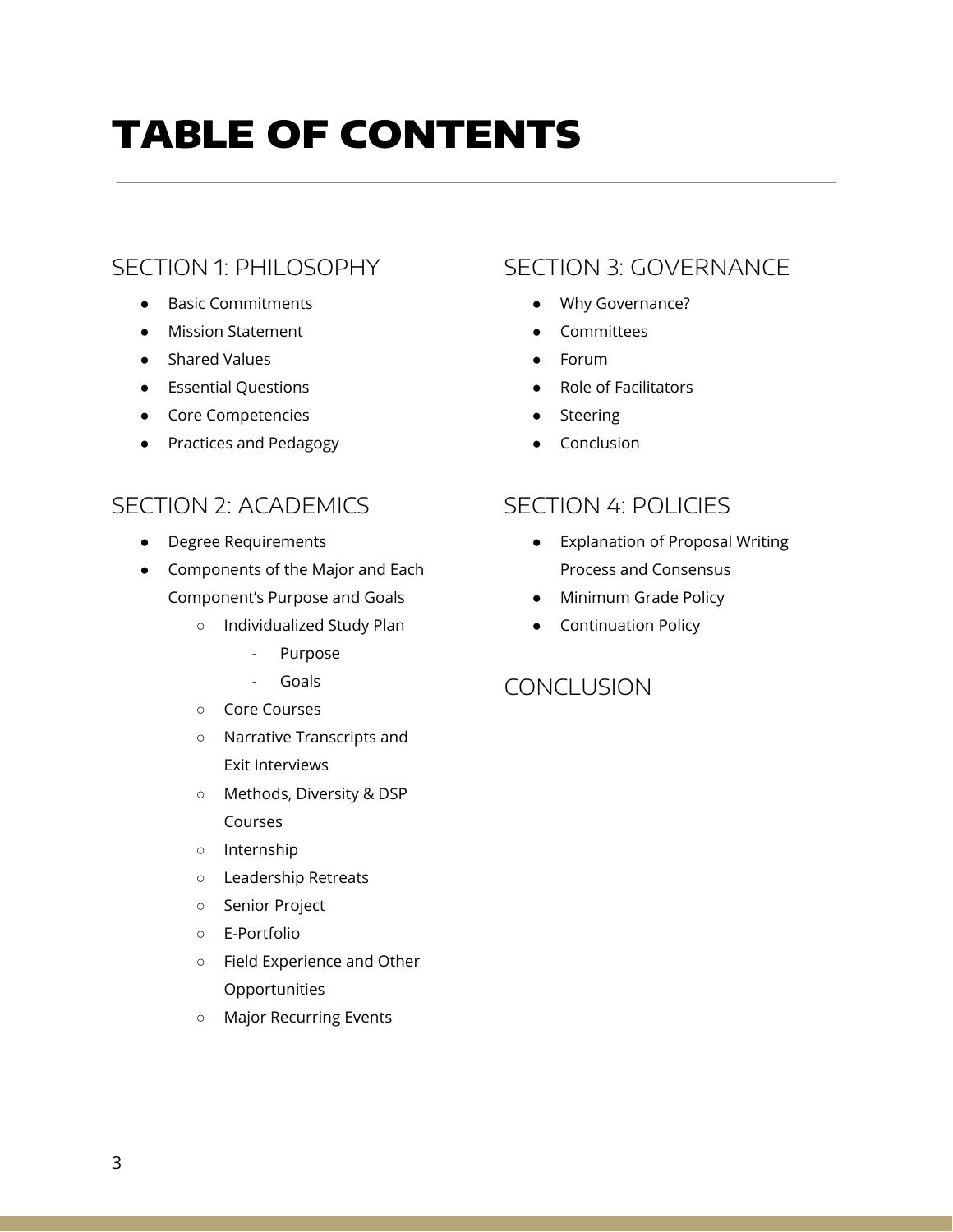# TABLE OF CONTENTS

## SECTION 1: PHILOSOPHY

- Basic Commitments
- Mission Statement
- Shared Values
- Essential Questions
- Core Competencies
- Practices and Pedagogy

## SECTION 2: ACADEMICS

- Degree Requirements
- Components of the Major and Each Component's Purpose and Goals
  - Individualized Study Plan
    - Purpose
    - Goals
  - Core Courses
  - Narrative Transcripts and Exit Interviews
  - Methods, Diversity & DSP Courses
  - Internship
  - Leadership Retreats
  - Senior Project
  - E-Portfolio
  - Field Experience and Other Opportunities
  - Major Recurring Events

## SECTION 3: GOVERNANCE

- Why Governance?
- Committees
- Forum
- Role of Facilitators
- Steering
- Conclusion

## SECTION 4: POLICIES

- Explanation of Proposal Writing Process and Consensus
- Minimum Grade Policy
- Continuation Policy

## CONCLUSION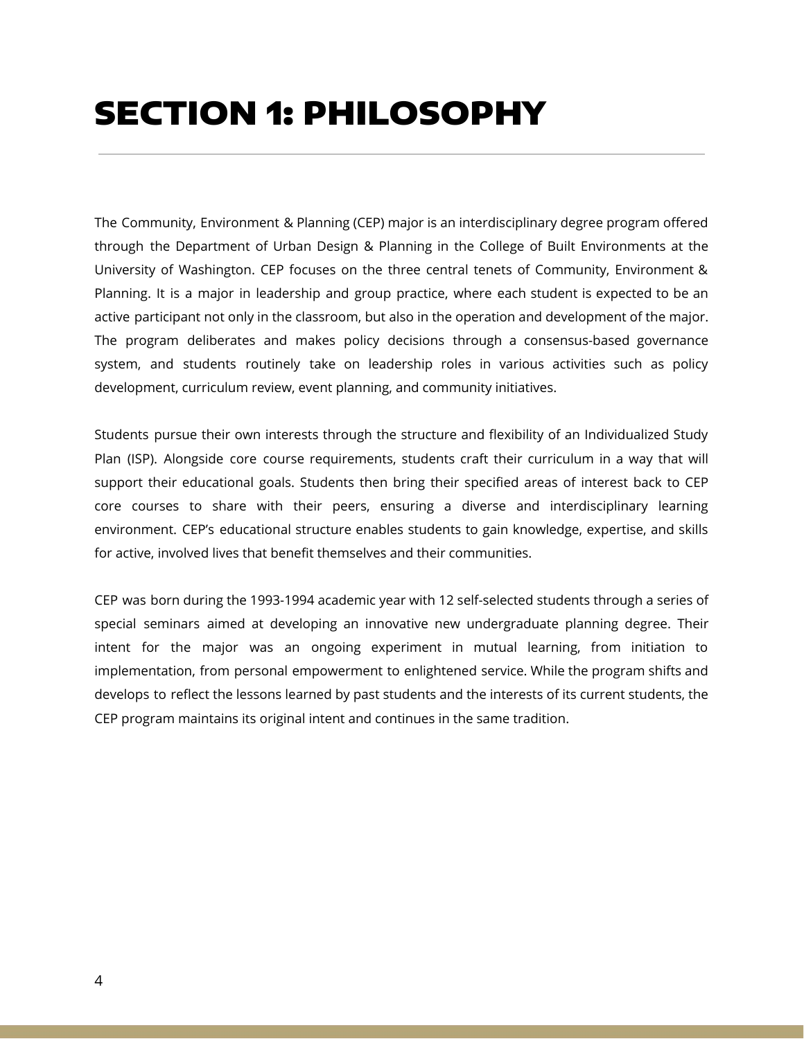# SECTION 1: PHILOSOPHY

The Community, Environment & Planning (CEP) major is an interdisciplinary degree program offered through the Department of Urban Design & Planning in the College of Built Environments at the University of Washington. CEP focuses on the three central tenets of Community, Environment & Planning. It is a major in leadership and group practice, where each student is expected to be an active participant not only in the classroom, but also in the operation and development of the major. The program deliberates and makes policy decisions through a consensus-based governance system, and students routinely take on leadership roles in various activities such as policy development, curriculum review, event planning, and community initiatives.

Students pursue their own interests through the structure and flexibility of an Individualized Study Plan (ISP). Alongside core course requirements, students craft their curriculum in a way that will support their educational goals. Students then bring their specified areas of interest back to CEP core courses to share with their peers, ensuring a diverse and interdisciplinary learning environment. CEP's educational structure enables students to gain knowledge, expertise, and skills for active, involved lives that benefit themselves and their communities.

CEP was born during the 1993-1994 academic year with 12 self-selected students through a series of special seminars aimed at developing an innovative new undergraduate planning degree. Their intent for the major was an ongoing experiment in mutual learning, from initiation to implementation, from personal empowerment to enlightened service. While the program shifts and develops to reflect the lessons learned by past students and the interests of its current students, the CEP program maintains its original intent and continues in the same tradition.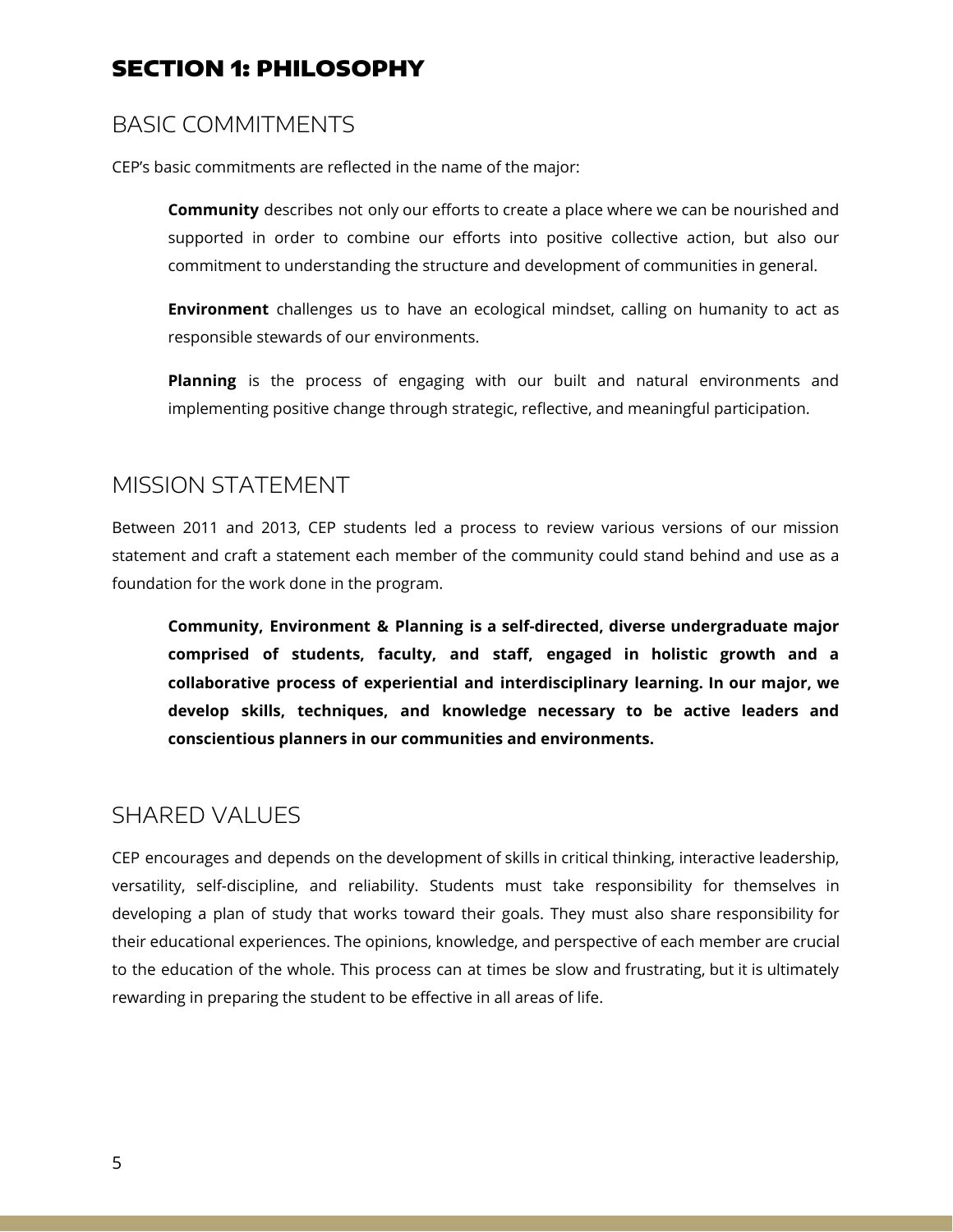# SECTION 1: PHILOSOPHY

## BASIC COMMITMENTS

CEP's basic commitments are reflected in the name of the major:

> **Community** describes not only our efforts to create a place where we can be nourished and supported in order to combine our efforts into positive collective action, but also our commitment to understanding the structure and development of communities in general.
>
> **Environment** challenges us to have an ecological mindset, calling on humanity to act as responsible stewards of our environments.
>
> **Planning** is the process of engaging with our built and natural environments and implementing positive change through strategic, reflective, and meaningful participation.

## MISSION STATEMENT

Between 2011 and 2013, CEP students led a process to review various versions of our mission statement and craft a statement each member of the community could stand behind and use as a foundation for the work done in the program.

> **Community, Environment & Planning is a self-directed, diverse undergraduate major comprised of students, faculty, and staff, engaged in holistic growth and a collaborative process of experiential and interdisciplinary learning. In our major, we develop skills, techniques, and knowledge necessary to be active leaders and conscientious planners in our communities and environments.**

## SHARED VALUES

CEP encourages and depends on the development of skills in critical thinking, interactive leadership, versatility, self-discipline, and reliability. Students must take responsibility for themselves in developing a plan of study that works toward their goals. They must also share responsibility for their educational experiences. The opinions, knowledge, and perspective of each member are crucial to the education of the whole. This process can at times be slow and frustrating, but it is ultimately rewarding in preparing the student to be effective in all areas of life.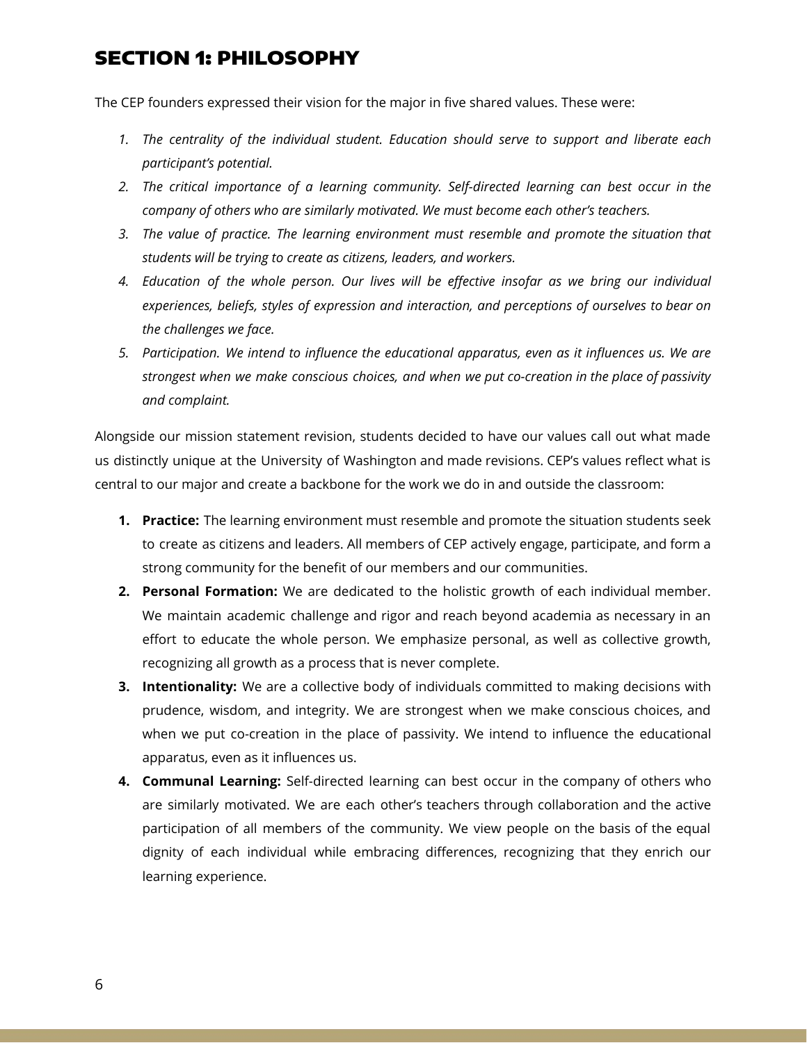# SECTION 1: PHILOSOPHY

The CEP founders expressed their vision for the major in five shared values. These were:

1. *The centrality of the individual student. Education should serve to support and liberate each participant's potential.*
2. *The critical importance of a learning community. Self-directed learning can best occur in the company of others who are similarly motivated. We must become each other's teachers.*
3. *The value of practice. The learning environment must resemble and promote the situation that students will be trying to create as citizens, leaders, and workers.*
4. *Education of the whole person. Our lives will be effective insofar as we bring our individual experiences, beliefs, styles of expression and interaction, and perceptions of ourselves to bear on the challenges we face.*
5. *Participation. We intend to influence the educational apparatus, even as it influences us. We are strongest when we make conscious choices, and when we put co-creation in the place of passivity and complaint.*

Alongside our mission statement revision, students decided to have our values call out what made us distinctly unique at the University of Washington and made revisions. CEP's values reflect what is central to our major and create a backbone for the work we do in and outside the classroom:

1. **Practice:** The learning environment must resemble and promote the situation students seek to create as citizens and leaders. All members of CEP actively engage, participate, and form a strong community for the benefit of our members and our communities.
2. **Personal Formation:** We are dedicated to the holistic growth of each individual member. We maintain academic challenge and rigor and reach beyond academia as necessary in an effort to educate the whole person. We emphasize personal, as well as collective growth, recognizing all growth as a process that is never complete.
3. **Intentionality:** We are a collective body of individuals committed to making decisions with prudence, wisdom, and integrity. We are strongest when we make conscious choices, and when we put co-creation in the place of passivity. We intend to influence the educational apparatus, even as it influences us.
4. **Communal Learning:** Self-directed learning can best occur in the company of others who are similarly motivated. We are each other's teachers through collaboration and the active participation of all members of the community. We view people on the basis of the equal dignity of each individual while embracing differences, recognizing that they enrich our learning experience.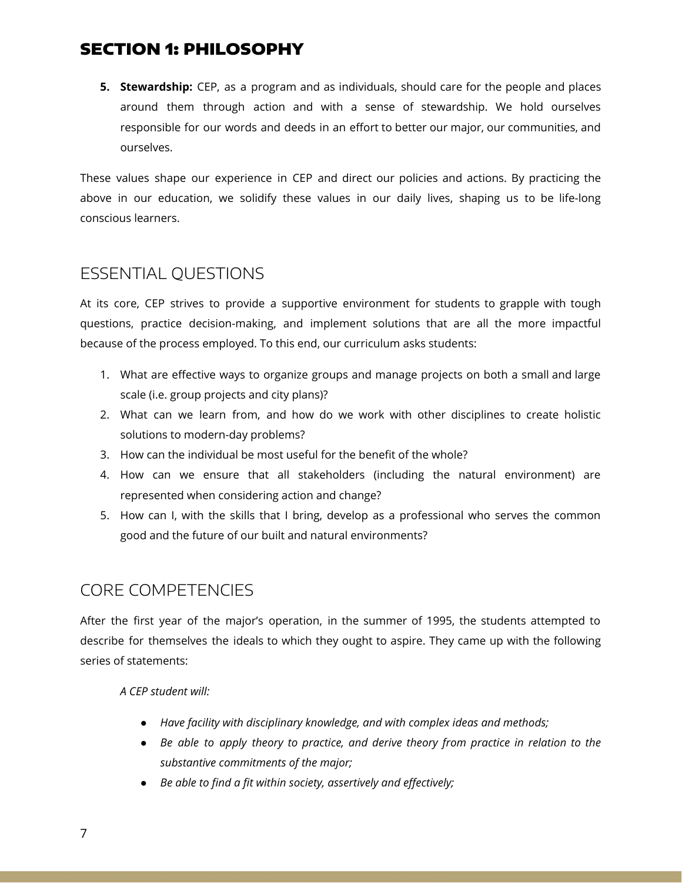# SECTION 1: PHILOSOPHY

5. **Stewardship:** CEP, as a program and as individuals, should care for the people and places around them through action and with a sense of stewardship. We hold ourselves responsible for our words and deeds in an effort to better our major, our communities, and ourselves.

These values shape our experience in CEP and direct our policies and actions. By practicing the above in our education, we solidify these values in our daily lives, shaping us to be life-long conscious learners.

## ESSENTIAL QUESTIONS

At its core, CEP strives to provide a supportive environment for students to grapple with tough questions, practice decision-making, and implement solutions that are all the more impactful because of the process employed. To this end, our curriculum asks students:

1. What are effective ways to organize groups and manage projects on both a small and large scale (i.e. group projects and city plans)?
2. What can we learn from, and how do we work with other disciplines to create holistic solutions to modern-day problems?
3. How can the individual be most useful for the benefit of the whole?
4. How can we ensure that all stakeholders (including the natural environment) are represented when considering action and change?
5. How can I, with the skills that I bring, develop as a professional who serves the common good and the future of our built and natural environments?

## CORE COMPETENCIES

After the first year of the major's operation, in the summer of 1995, the students attempted to describe for themselves the ideals to which they ought to aspire. They came up with the following series of statements:

*A CEP student will:*

- *Have facility with disciplinary knowledge, and with complex ideas and methods;*
- *Be able to apply theory to practice, and derive theory from practice in relation to the substantive commitments of the major;*
- *Be able to find a fit within society, assertively and effectively;*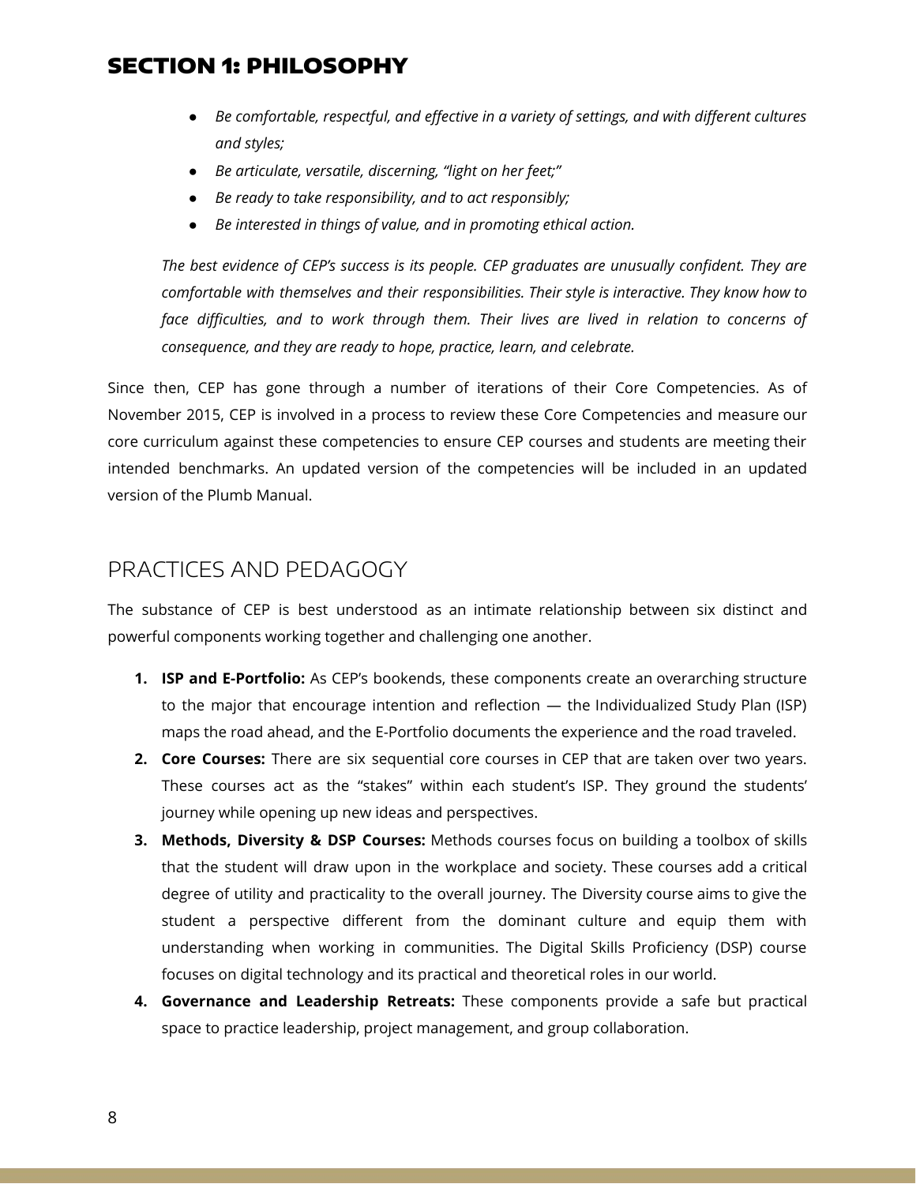# SECTION 1: PHILOSOPHY

- *Be comfortable, respectful, and effective in a variety of settings, and with different cultures and styles;*
- *Be articulate, versatile, discerning, "light on her feet;"*
- *Be ready to take responsibility, and to act responsibly;*
- *Be interested in things of value, and in promoting ethical action.*

*The best evidence of CEP's success is its people. CEP graduates are unusually confident. They are comfortable with themselves and their responsibilities. Their style is interactive. They know how to face difficulties, and to work through them. Their lives are lived in relation to concerns of consequence, and they are ready to hope, practice, learn, and celebrate.*

Since then, CEP has gone through a number of iterations of their Core Competencies. As of November 2015, CEP is involved in a process to review these Core Competencies and measure our core curriculum against these competencies to ensure CEP courses and students are meeting their intended benchmarks. An updated version of the competencies will be included in an updated version of the Plumb Manual.

## PRACTICES AND PEDAGOGY

The substance of CEP is best understood as an intimate relationship between six distinct and powerful components working together and challenging one another.

1. **ISP and E-Portfolio:** As CEP's bookends, these components create an overarching structure to the major that encourage intention and reflection — the Individualized Study Plan (ISP) maps the road ahead, and the E-Portfolio documents the experience and the road traveled.
2. **Core Courses:** There are six sequential core courses in CEP that are taken over two years. These courses act as the "stakes" within each student's ISP. They ground the students' journey while opening up new ideas and perspectives.
3. **Methods, Diversity & DSP Courses:** Methods courses focus on building a toolbox of skills that the student will draw upon in the workplace and society. These courses add a critical degree of utility and practicality to the overall journey. The Diversity course aims to give the student a perspective different from the dominant culture and equip them with understanding when working in communities. The Digital Skills Proficiency (DSP) course focuses on digital technology and its practical and theoretical roles in our world.
4. **Governance and Leadership Retreats:** These components provide a safe but practical space to practice leadership, project management, and group collaboration.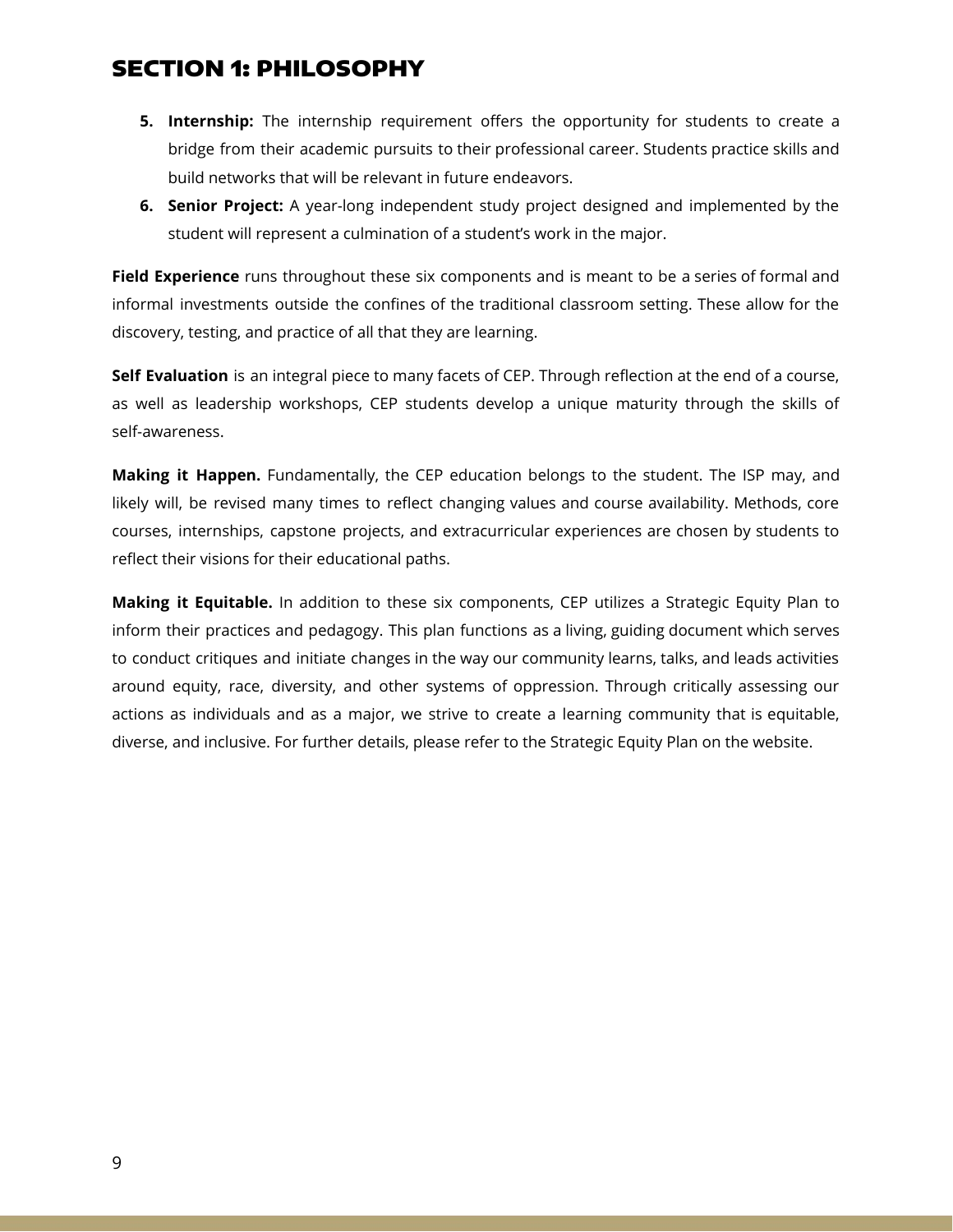# SECTION 1: PHILOSOPHY

5. **Internship:** The internship requirement offers the opportunity for students to create a bridge from their academic pursuits to their professional career. Students practice skills and build networks that will be relevant in future endeavors.
6. **Senior Project:** A year-long independent study project designed and implemented by the student will represent a culmination of a student's work in the major.

**Field Experience** runs throughout these six components and is meant to be a series of formal and informal investments outside the confines of the traditional classroom setting. These allow for the discovery, testing, and practice of all that they are learning.

**Self Evaluation** is an integral piece to many facets of CEP. Through reflection at the end of a course, as well as leadership workshops, CEP students develop a unique maturity through the skills of self-awareness.

**Making it Happen.** Fundamentally, the CEP education belongs to the student. The ISP may, and likely will, be revised many times to reflect changing values and course availability. Methods, core courses, internships, capstone projects, and extracurricular experiences are chosen by students to reflect their visions for their educational paths.

**Making it Equitable.** In addition to these six components, CEP utilizes a Strategic Equity Plan to inform their practices and pedagogy. This plan functions as a living, guiding document which serves to conduct critiques and initiate changes in the way our community learns, talks, and leads activities around equity, race, diversity, and other systems of oppression. Through critically assessing our actions as individuals and as a major, we strive to create a learning community that is equitable, diverse, and inclusive. For further details, please refer to the Strategic Equity Plan on the website.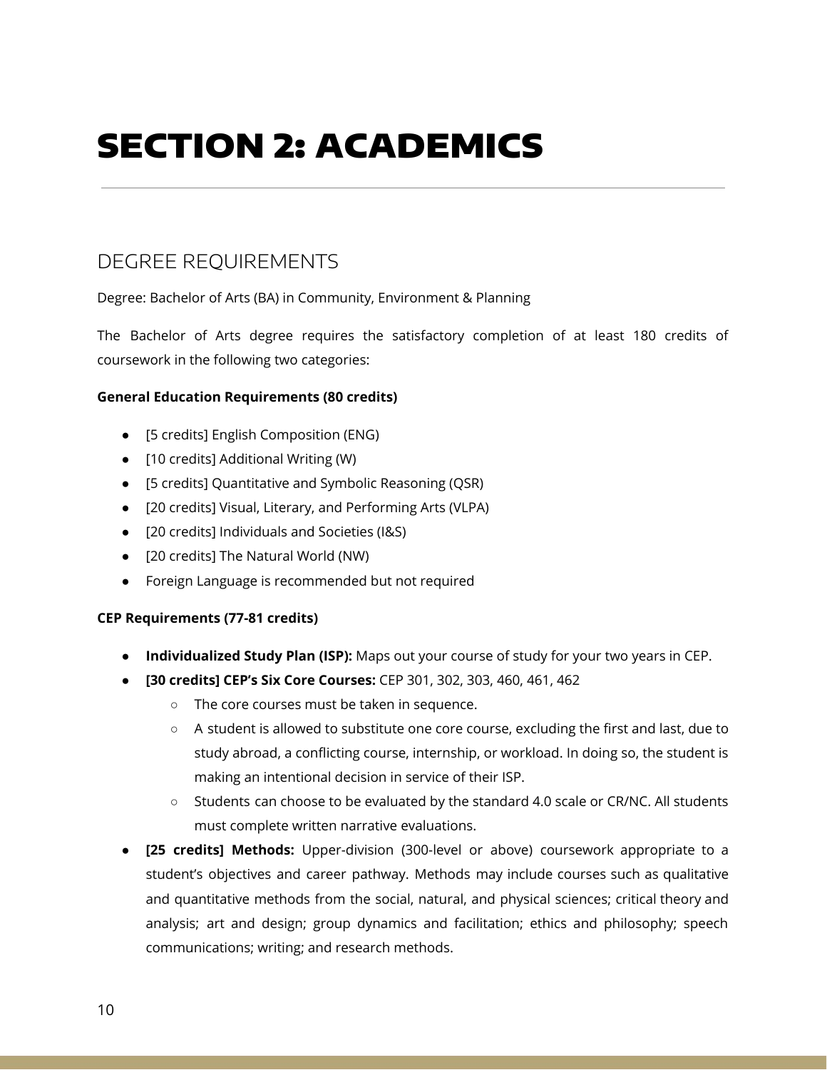# SECTION 2: ACADEMICS

## DEGREE REQUIREMENTS

Degree: Bachelor of Arts (BA) in Community, Environment & Planning

The Bachelor of Arts degree requires the satisfactory completion of at least 180 credits of coursework in the following two categories:

**General Education Requirements (80 credits)**

- [5 credits] English Composition (ENG)
- [10 credits] Additional Writing (W)
- [5 credits] Quantitative and Symbolic Reasoning (QSR)
- [20 credits] Visual, Literary, and Performing Arts (VLPA)
- [20 credits] Individuals and Societies (I&S)
- [20 credits] The Natural World (NW)
- Foreign Language is recommended but not required

**CEP Requirements (77-81 credits)**

- **Individualized Study Plan (ISP):** Maps out your course of study for your two years in CEP.
- **[30 credits] CEP's Six Core Courses:** CEP 301, 302, 303, 460, 461, 462
  - The core courses must be taken in sequence.
  - A student is allowed to substitute one core course, excluding the first and last, due to study abroad, a conflicting course, internship, or workload. In doing so, the student is making an intentional decision in service of their ISP.
  - Students can choose to be evaluated by the standard 4.0 scale or CR/NC. All students must complete written narrative evaluations.
- **[25 credits] Methods:** Upper-division (300-level or above) coursework appropriate to a student's objectives and career pathway. Methods may include courses such as qualitative and quantitative methods from the social, natural, and physical sciences; critical theory and analysis; art and design; group dynamics and facilitation; ethics and philosophy; speech communications; writing; and research methods.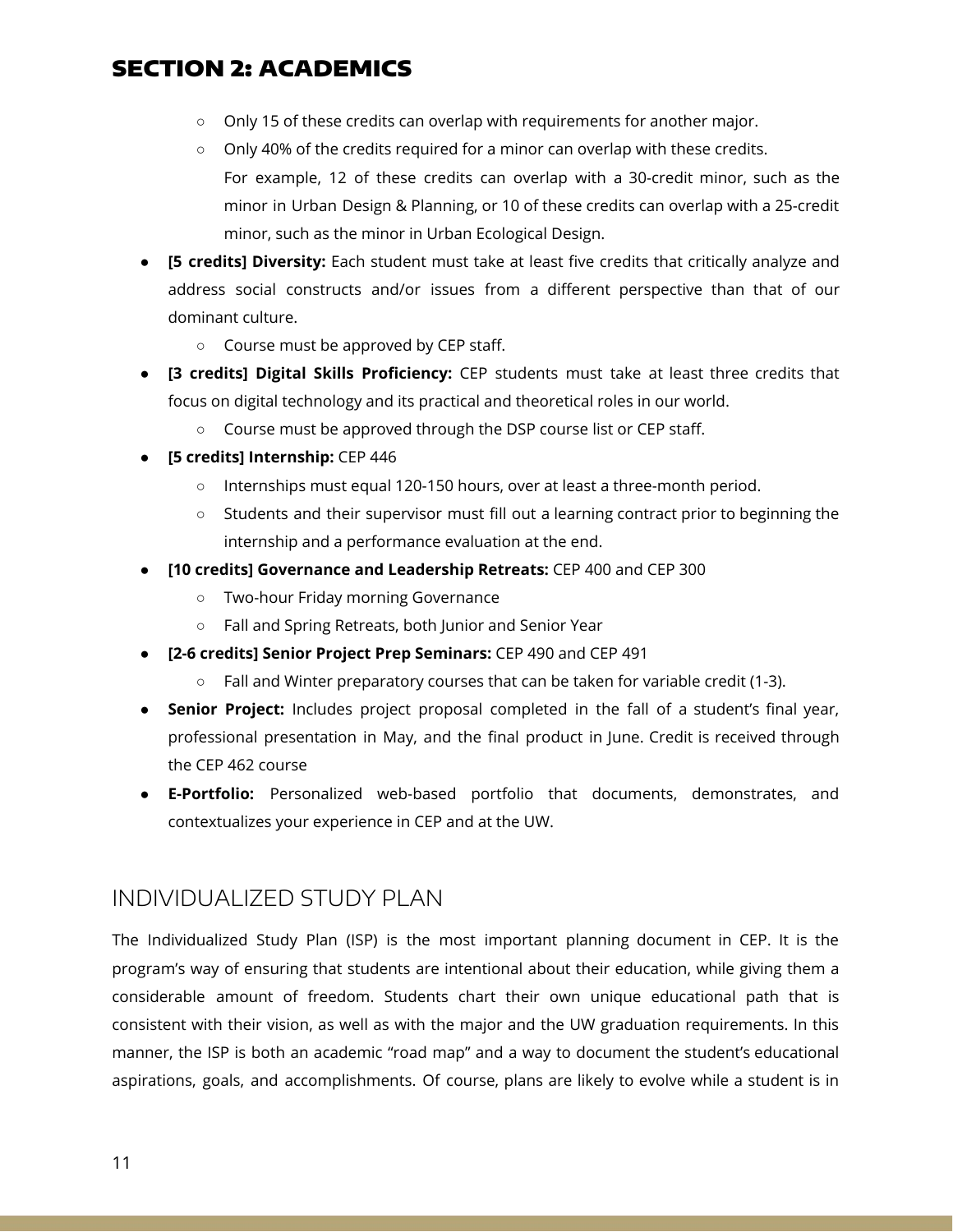# SECTION 2: ACADEMICS

    - Only 15 of these credits can overlap with requirements for another major.
    - Only 40% of the credits required for a minor can overlap with these credits.
      For example, 12 of these credits can overlap with a 30-credit minor, such as the minor in Urban Design & Planning, or 10 of these credits can overlap with a 25-credit minor, such as the minor in Urban Ecological Design.
- **[5 credits] Diversity:** Each student must take at least five credits that critically analyze and address social constructs and/or issues from a different perspective than that of our dominant culture.
    - Course must be approved by CEP staff.
- **[3 credits] Digital Skills Proficiency:** CEP students must take at least three credits that focus on digital technology and its practical and theoretical roles in our world.
    - Course must be approved through the DSP course list or CEP staff.
- **[5 credits] Internship:** CEP 446
    - Internships must equal 120-150 hours, over at least a three-month period.
    - Students and their supervisor must fill out a learning contract prior to beginning the internship and a performance evaluation at the end.
- **[10 credits] Governance and Leadership Retreats:** CEP 400 and CEP 300
    - Two-hour Friday morning Governance
    - Fall and Spring Retreats, both Junior and Senior Year
- **[2-6 credits] Senior Project Prep Seminars:** CEP 490 and CEP 491
    - Fall and Winter preparatory courses that can be taken for variable credit (1-3).
- **Senior Project:** Includes project proposal completed in the fall of a student's final year, professional presentation in May, and the final product in June. Credit is received through the CEP 462 course
- **E-Portfolio:** Personalized web-based portfolio that documents, demonstrates, and contextualizes your experience in CEP and at the UW.

## INDIVIDUALIZED STUDY PLAN

The Individualized Study Plan (ISP) is the most important planning document in CEP. It is the program's way of ensuring that students are intentional about their education, while giving them a considerable amount of freedom. Students chart their own unique educational path that is consistent with their vision, as well as with the major and the UW graduation requirements. In this manner, the ISP is both an academic "road map" and a way to document the student's educational aspirations, goals, and accomplishments. Of course, plans are likely to evolve while a student is in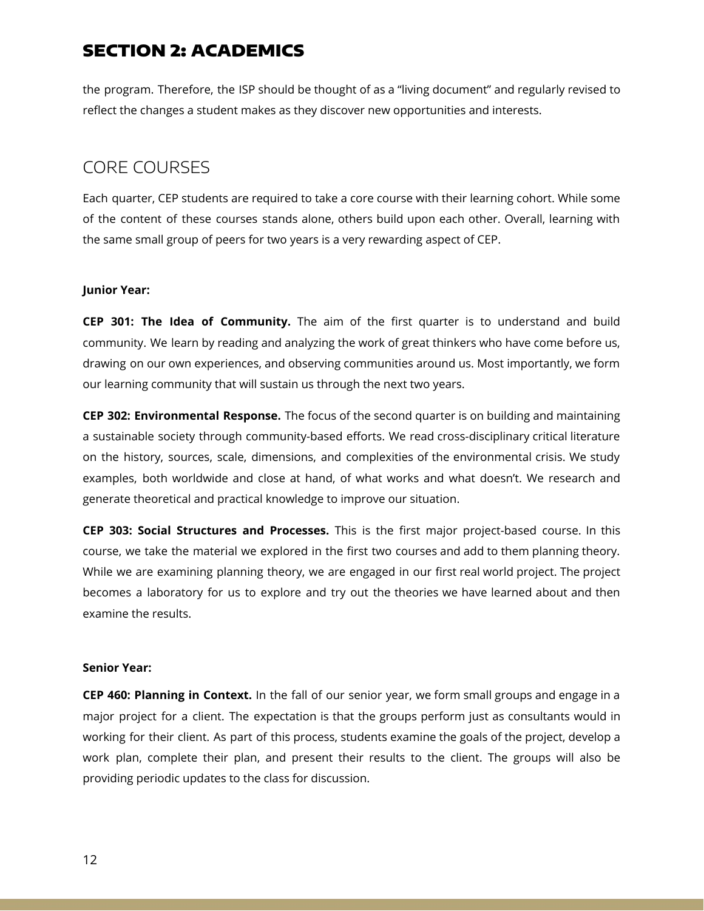the program. Therefore, the ISP should be thought of as a "living document" and regularly revised to reflect the changes a student makes as they discover new opportunities and interests.

## CORE COURSES

Each quarter, CEP students are required to take a core course with their learning cohort. While some of the content of these courses stands alone, others build upon each other. Overall, learning with the same small group of peers for two years is a very rewarding aspect of CEP.

**Junior Year:**

**CEP 301: The Idea of Community.** The aim of the first quarter is to understand and build community. We learn by reading and analyzing the work of great thinkers who have come before us, drawing on our own experiences, and observing communities around us. Most importantly, we form our learning community that will sustain us through the next two years.

**CEP 302: Environmental Response.** The focus of the second quarter is on building and maintaining a sustainable society through community-based efforts. We read cross-disciplinary critical literature on the history, sources, scale, dimensions, and complexities of the environmental crisis. We study examples, both worldwide and close at hand, of what works and what doesn't. We research and generate theoretical and practical knowledge to improve our situation.

**CEP 303: Social Structures and Processes.** This is the first major project-based course. In this course, we take the material we explored in the first two courses and add to them planning theory. While we are examining planning theory, we are engaged in our first real world project. The project becomes a laboratory for us to explore and try out the theories we have learned about and then examine the results.

**Senior Year:**

**CEP 460: Planning in Context.** In the fall of our senior year, we form small groups and engage in a major project for a client. The expectation is that the groups perform just as consultants would in working for their client. As part of this process, students examine the goals of the project, develop a work plan, complete their plan, and present their results to the client. The groups will also be providing periodic updates to the class for discussion.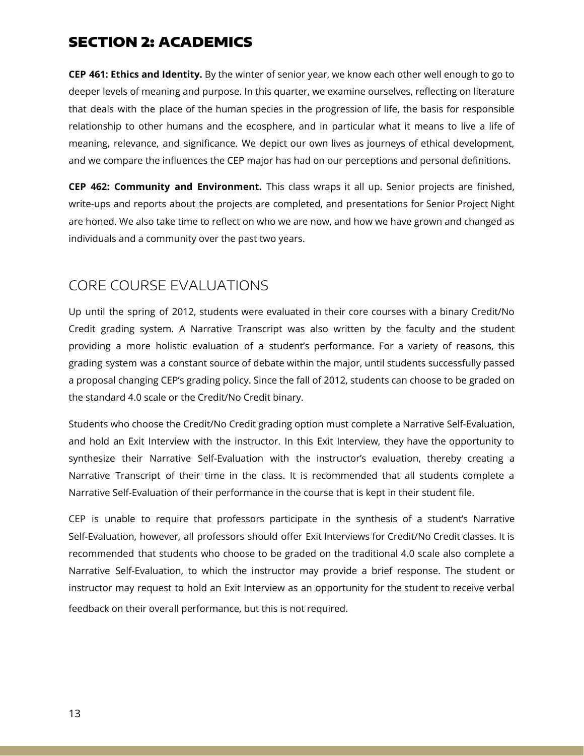# SECTION 2: ACADEMICS

**CEP 461: Ethics and Identity.** By the winter of senior year, we know each other well enough to go to deeper levels of meaning and purpose. In this quarter, we examine ourselves, reflecting on literature that deals with the place of the human species in the progression of life, the basis for responsible relationship to other humans and the ecosphere, and in particular what it means to live a life of meaning, relevance, and significance. We depict our own lives as journeys of ethical development, and we compare the influences the CEP major has had on our perceptions and personal definitions.

**CEP 462: Community and Environment.** This class wraps it all up. Senior projects are finished, write-ups and reports about the projects are completed, and presentations for Senior Project Night are honed. We also take time to reflect on who we are now, and how we have grown and changed as individuals and a community over the past two years.

## CORE COURSE EVALUATIONS

Up until the spring of 2012, students were evaluated in their core courses with a binary Credit/No Credit grading system. A Narrative Transcript was also written by the faculty and the student providing a more holistic evaluation of a student's performance. For a variety of reasons, this grading system was a constant source of debate within the major, until students successfully passed a proposal changing CEP's grading policy. Since the fall of 2012, students can choose to be graded on the standard 4.0 scale or the Credit/No Credit binary.

Students who choose the Credit/No Credit grading option must complete a Narrative Self-Evaluation, and hold an Exit Interview with the instructor. In this Exit Interview, they have the opportunity to synthesize their Narrative Self-Evaluation with the instructor's evaluation, thereby creating a Narrative Transcript of their time in the class. It is recommended that all students complete a Narrative Self-Evaluation of their performance in the course that is kept in their student file.

CEP is unable to require that professors participate in the synthesis of a student's Narrative Self-Evaluation, however, all professors should offer Exit Interviews for Credit/No Credit classes. It is recommended that students who choose to be graded on the traditional 4.0 scale also complete a Narrative Self-Evaluation, to which the instructor may provide a brief response. The student or instructor may request to hold an Exit Interview as an opportunity for the student to receive verbal feedback on their overall performance, but this is not required.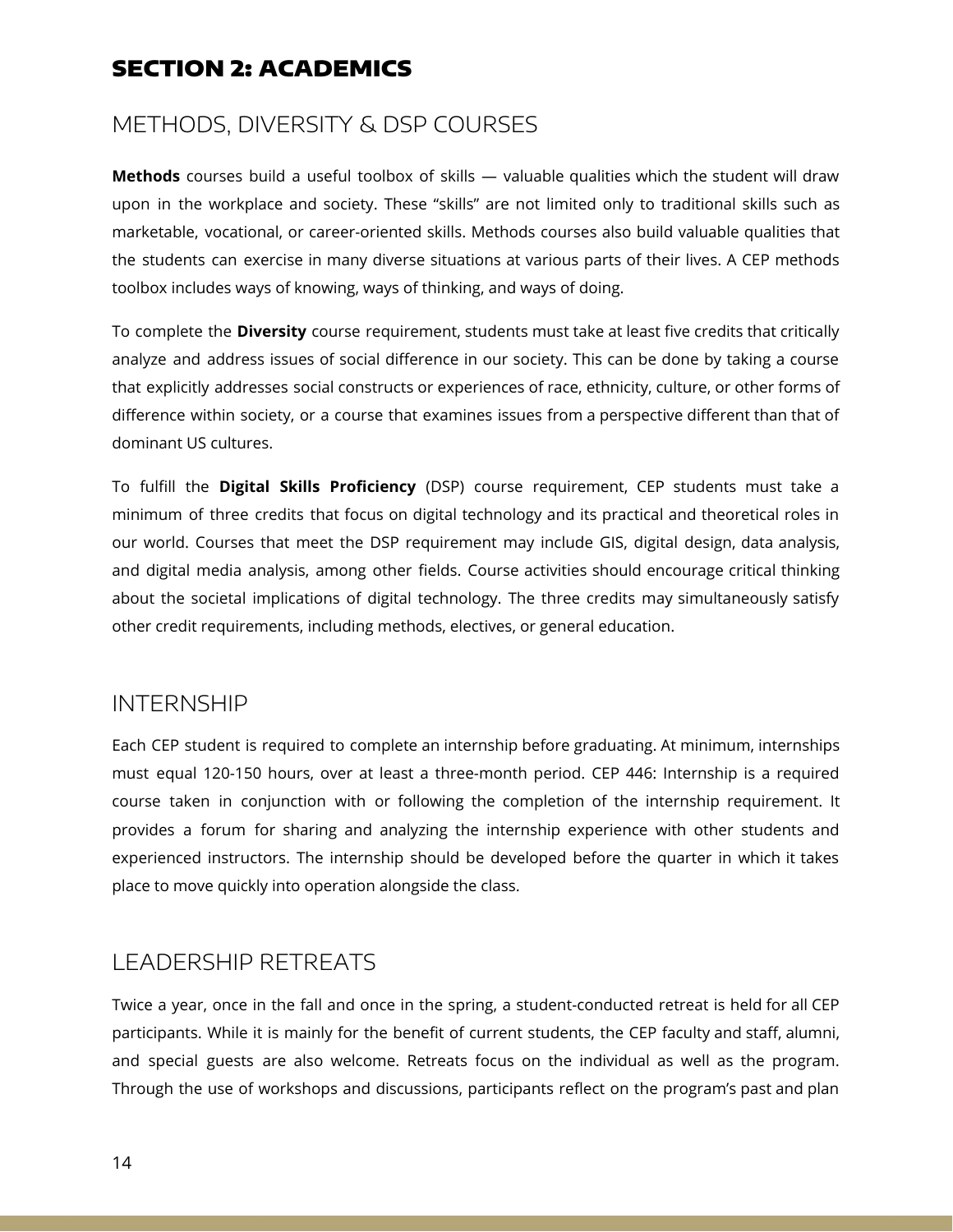# SECTION 2: ACADEMICS

## METHODS, DIVERSITY & DSP COURSES

**Methods** courses build a useful toolbox of skills — valuable qualities which the student will draw upon in the workplace and society. These "skills" are not limited only to traditional skills such as marketable, vocational, or career-oriented skills. Methods courses also build valuable qualities that the students can exercise in many diverse situations at various parts of their lives. A CEP methods toolbox includes ways of knowing, ways of thinking, and ways of doing.

To complete the **Diversity** course requirement, students must take at least five credits that critically analyze and address issues of social difference in our society. This can be done by taking a course that explicitly addresses social constructs or experiences of race, ethnicity, culture, or other forms of difference within society, or a course that examines issues from a perspective different than that of dominant US cultures.

To fulfill the **Digital Skills Proficiency** (DSP) course requirement, CEP students must take a minimum of three credits that focus on digital technology and its practical and theoretical roles in our world. Courses that meet the DSP requirement may include GIS, digital design, data analysis, and digital media analysis, among other fields. Course activities should encourage critical thinking about the societal implications of digital technology. The three credits may simultaneously satisfy other credit requirements, including methods, electives, or general education.

## INTERNSHIP

Each CEP student is required to complete an internship before graduating. At minimum, internships must equal 120-150 hours, over at least a three-month period. CEP 446: Internship is a required course taken in conjunction with or following the completion of the internship requirement. It provides a forum for sharing and analyzing the internship experience with other students and experienced instructors. The internship should be developed before the quarter in which it takes place to move quickly into operation alongside the class.

## LEADERSHIP RETREATS

Twice a year, once in the fall and once in the spring, a student-conducted retreat is held for all CEP participants. While it is mainly for the benefit of current students, the CEP faculty and staff, alumni, and special guests are also welcome. Retreats focus on the individual as well as the program. Through the use of workshops and discussions, participants reflect on the program's past and plan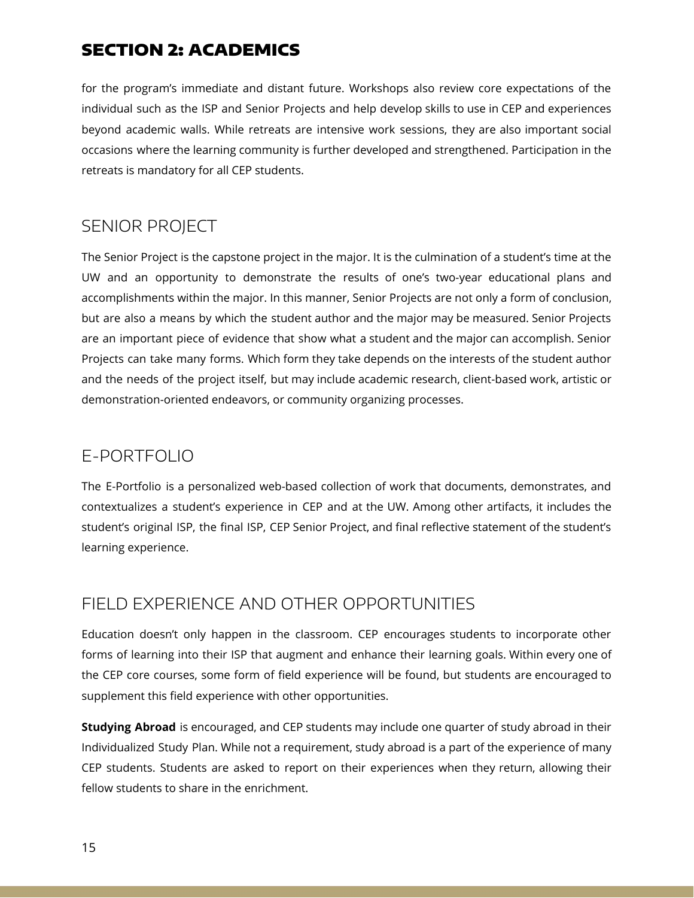for the program's immediate and distant future. Workshops also review core expectations of the individual such as the ISP and Senior Projects and help develop skills to use in CEP and experiences beyond academic walls. While retreats are intensive work sessions, they are also important social occasions where the learning community is further developed and strengthened. Participation in the retreats is mandatory for all CEP students.

## SENIOR PROJECT

The Senior Project is the capstone project in the major. It is the culmination of a student's time at the UW and an opportunity to demonstrate the results of one's two-year educational plans and accomplishments within the major. In this manner, Senior Projects are not only a form of conclusion, but are also a means by which the student author and the major may be measured. Senior Projects are an important piece of evidence that show what a student and the major can accomplish. Senior Projects can take many forms. Which form they take depends on the interests of the student author and the needs of the project itself, but may include academic research, client-based work, artistic or demonstration-oriented endeavors, or community organizing processes.

## E-PORTFOLIO

The E-Portfolio is a personalized web-based collection of work that documents, demonstrates, and contextualizes a student's experience in CEP and at the UW. Among other artifacts, it includes the student's original ISP, the final ISP, CEP Senior Project, and final reflective statement of the student's learning experience.

## FIELD EXPERIENCE AND OTHER OPPORTUNITIES

Education doesn't only happen in the classroom. CEP encourages students to incorporate other forms of learning into their ISP that augment and enhance their learning goals. Within every one of the CEP core courses, some form of field experience will be found, but students are encouraged to supplement this field experience with other opportunities.

**Studying Abroad** is encouraged, and CEP students may include one quarter of study abroad in their Individualized Study Plan. While not a requirement, study abroad is a part of the experience of many CEP students. Students are asked to report on their experiences when they return, allowing their fellow students to share in the enrichment.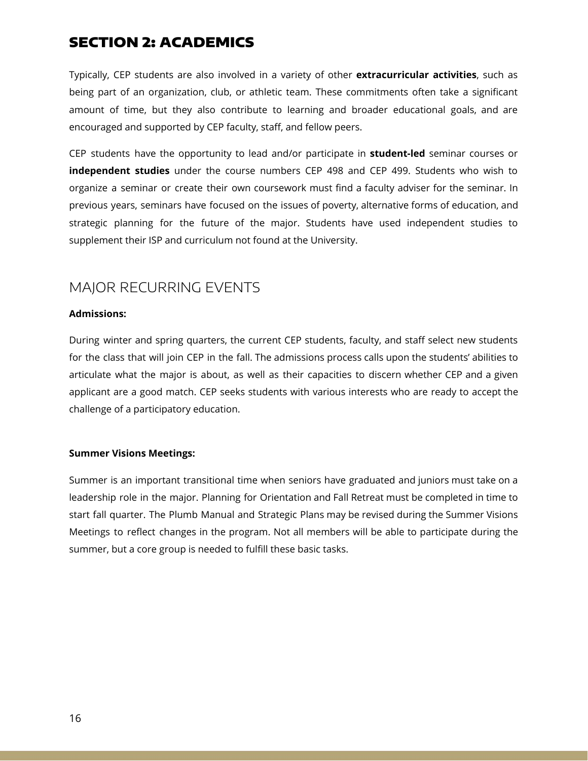# SECTION 2: ACADEMICS

Typically, CEP students are also involved in a variety of other **extracurricular activities**, such as being part of an organization, club, or athletic team. These commitments often take a significant amount of time, but they also contribute to learning and broader educational goals, and are encouraged and supported by CEP faculty, staff, and fellow peers.

CEP students have the opportunity to lead and/or participate in **student-led** seminar courses or **independent studies** under the course numbers CEP 498 and CEP 499. Students who wish to organize a seminar or create their own coursework must find a faculty adviser for the seminar. In previous years, seminars have focused on the issues of poverty, alternative forms of education, and strategic planning for the future of the major. Students have used independent studies to supplement their ISP and curriculum not found at the University.

## MAJOR RECURRING EVENTS

**Admissions:**

During winter and spring quarters, the current CEP students, faculty, and staff select new students for the class that will join CEP in the fall. The admissions process calls upon the students' abilities to articulate what the major is about, as well as their capacities to discern whether CEP and a given applicant are a good match. CEP seeks students with various interests who are ready to accept the challenge of a participatory education.

**Summer Visions Meetings:**

Summer is an important transitional time when seniors have graduated and juniors must take on a leadership role in the major. Planning for Orientation and Fall Retreat must be completed in time to start fall quarter. The Plumb Manual and Strategic Plans may be revised during the Summer Visions Meetings to reflect changes in the program. Not all members will be able to participate during the summer, but a core group is needed to fulfill these basic tasks.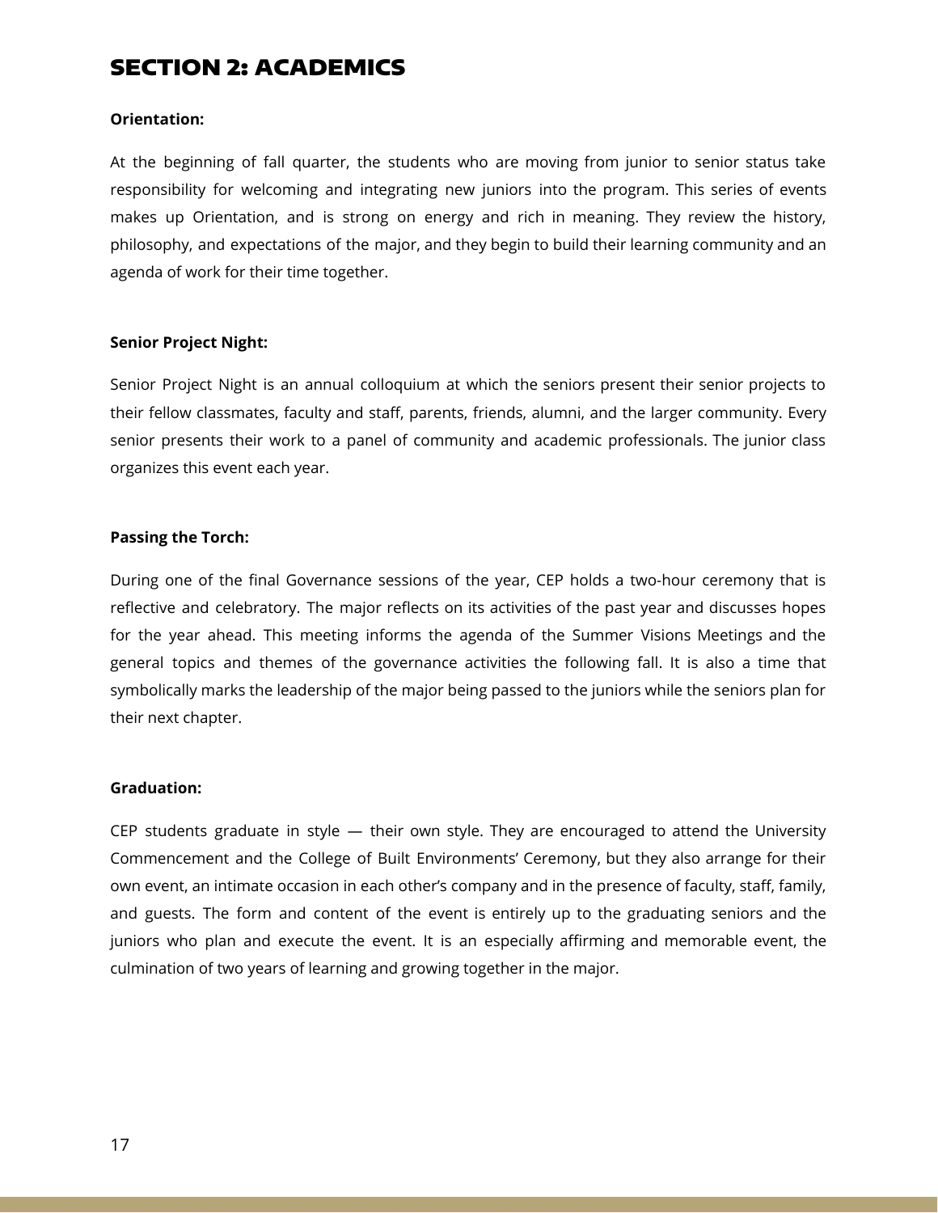# SECTION 2: ACADEMICS

**Orientation:**

At the beginning of fall quarter, the students who are moving from junior to senior status take responsibility for welcoming and integrating new juniors into the program. This series of events makes up Orientation, and is strong on energy and rich in meaning. They review the history, philosophy, and expectations of the major, and they begin to build their learning community and an agenda of work for their time together.

**Senior Project Night:**

Senior Project Night is an annual colloquium at which the seniors present their senior projects to their fellow classmates, faculty and staff, parents, friends, alumni, and the larger community. Every senior presents their work to a panel of community and academic professionals. The junior class organizes this event each year.

**Passing the Torch:**

During one of the final Governance sessions of the year, CEP holds a two-hour ceremony that is reflective and celebratory. The major reflects on its activities of the past year and discusses hopes for the year ahead. This meeting informs the agenda of the Summer Visions Meetings and the general topics and themes of the governance activities the following fall. It is also a time that symbolically marks the leadership of the major being passed to the juniors while the seniors plan for their next chapter.

**Graduation:**

CEP students graduate in style — their own style. They are encouraged to attend the University Commencement and the College of Built Environments' Ceremony, but they also arrange for their own event, an intimate occasion in each other's company and in the presence of faculty, staff, family, and guests. The form and content of the event is entirely up to the graduating seniors and the juniors who plan and execute the event. It is an especially affirming and memorable event, the culmination of two years of learning and growing together in the major.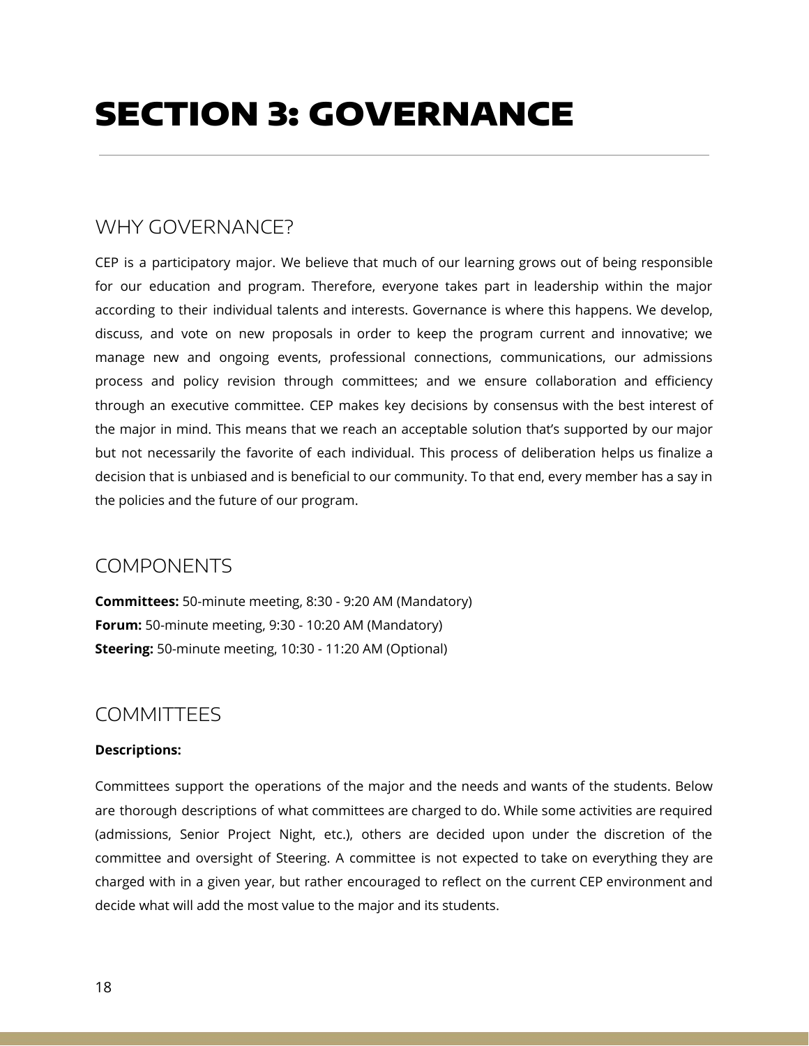# SECTION 3: GOVERNANCE

## WHY GOVERNANCE?

CEP is a participatory major. We believe that much of our learning grows out of being responsible for our education and program. Therefore, everyone takes part in leadership within the major according to their individual talents and interests. Governance is where this happens. We develop, discuss, and vote on new proposals in order to keep the program current and innovative; we manage new and ongoing events, professional connections, communications, our admissions process and policy revision through committees; and we ensure collaboration and efficiency through an executive committee. CEP makes key decisions by consensus with the best interest of the major in mind. This means that we reach an acceptable solution that's supported by our major but not necessarily the favorite of each individual. This process of deliberation helps us finalize a decision that is unbiased and is beneficial to our community. To that end, every member has a say in the policies and the future of our program.

## COMPONENTS

**Committees:** 50-minute meeting, 8:30 - 9:20 AM (Mandatory)
**Forum:** 50-minute meeting, 9:30 - 10:20 AM (Mandatory)
**Steering:** 50-minute meeting, 10:30 - 11:20 AM (Optional)

## COMMITTEES

**Descriptions:**

Committees support the operations of the major and the needs and wants of the students. Below are thorough descriptions of what committees are charged to do. While some activities are required (admissions, Senior Project Night, etc.), others are decided upon under the discretion of the committee and oversight of Steering. A committee is not expected to take on everything they are charged with in a given year, but rather encouraged to reflect on the current CEP environment and decide what will add the most value to the major and its students.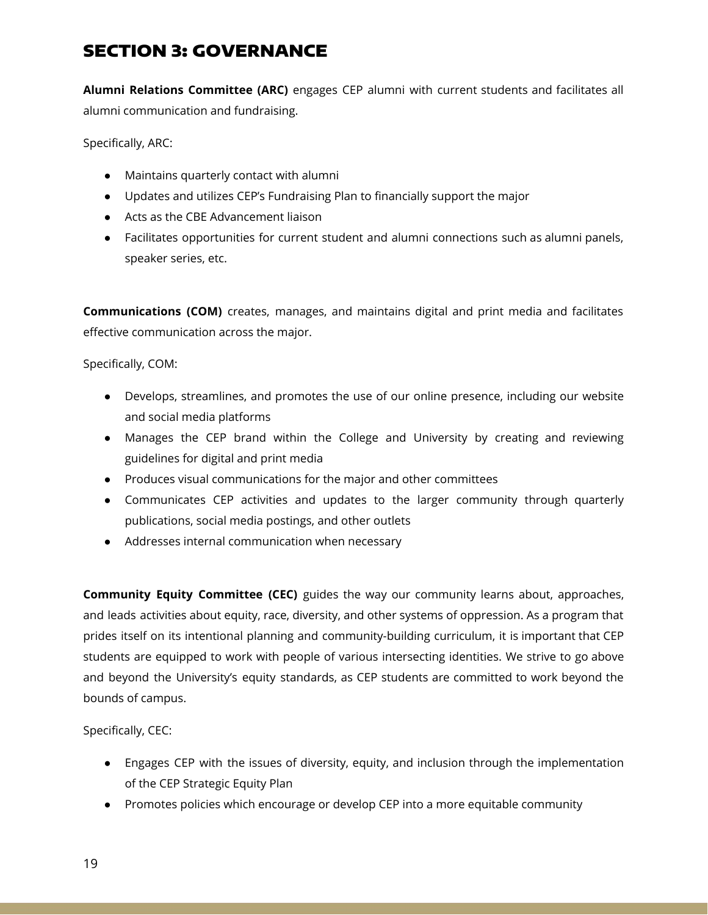# SECTION 3: GOVERNANCE

**Alumni Relations Committee (ARC)** engages CEP alumni with current students and facilitates all alumni communication and fundraising.

Specifically, ARC:

- Maintains quarterly contact with alumni
- Updates and utilizes CEP's Fundraising Plan to financially support the major
- Acts as the CBE Advancement liaison
- Facilitates opportunities for current student and alumni connections such as alumni panels, speaker series, etc.

**Communications (COM)** creates, manages, and maintains digital and print media and facilitates effective communication across the major.

Specifically, COM:

- Develops, streamlines, and promotes the use of our online presence, including our website and social media platforms
- Manages the CEP brand within the College and University by creating and reviewing guidelines for digital and print media
- Produces visual communications for the major and other committees
- Communicates CEP activities and updates to the larger community through quarterly publications, social media postings, and other outlets
- Addresses internal communication when necessary

**Community Equity Committee (CEC)** guides the way our community learns about, approaches, and leads activities about equity, race, diversity, and other systems of oppression. As a program that prides itself on its intentional planning and community-building curriculum, it is important that CEP students are equipped to work with people of various intersecting identities. We strive to go above and beyond the University's equity standards, as CEP students are committed to work beyond the bounds of campus.

Specifically, CEC:

- Engages CEP with the issues of diversity, equity, and inclusion through the implementation of the CEP Strategic Equity Plan
- Promotes policies which encourage or develop CEP into a more equitable community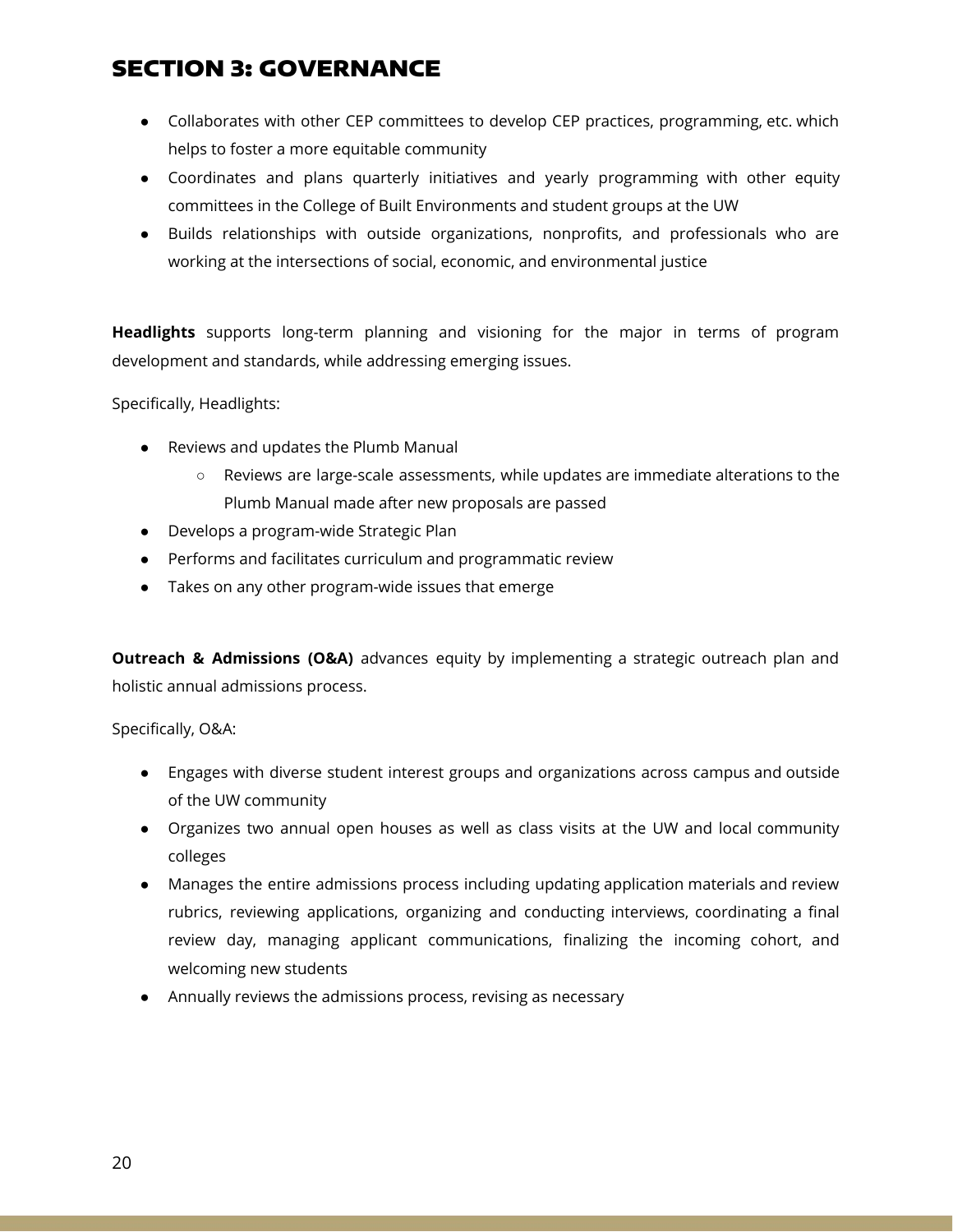# SECTION 3: GOVERNANCE

- Collaborates with other CEP committees to develop CEP practices, programming, etc. which helps to foster a more equitable community
- Coordinates and plans quarterly initiatives and yearly programming with other equity committees in the College of Built Environments and student groups at the UW
- Builds relationships with outside organizations, nonprofits, and professionals who are working at the intersections of social, economic, and environmental justice

**Headlights** supports long-term planning and visioning for the major in terms of program development and standards, while addressing emerging issues.

Specifically, Headlights:

- Reviews and updates the Plumb Manual
  - Reviews are large-scale assessments, while updates are immediate alterations to the Plumb Manual made after new proposals are passed
- Develops a program-wide Strategic Plan
- Performs and facilitates curriculum and programmatic review
- Takes on any other program-wide issues that emerge

**Outreach & Admissions (O&A)** advances equity by implementing a strategic outreach plan and holistic annual admissions process.

Specifically, O&A:

- Engages with diverse student interest groups and organizations across campus and outside of the UW community
- Organizes two annual open houses as well as class visits at the UW and local community colleges
- Manages the entire admissions process including updating application materials and review rubrics, reviewing applications, organizing and conducting interviews, coordinating a final review day, managing applicant communications, finalizing the incoming cohort, and welcoming new students
- Annually reviews the admissions process, revising as necessary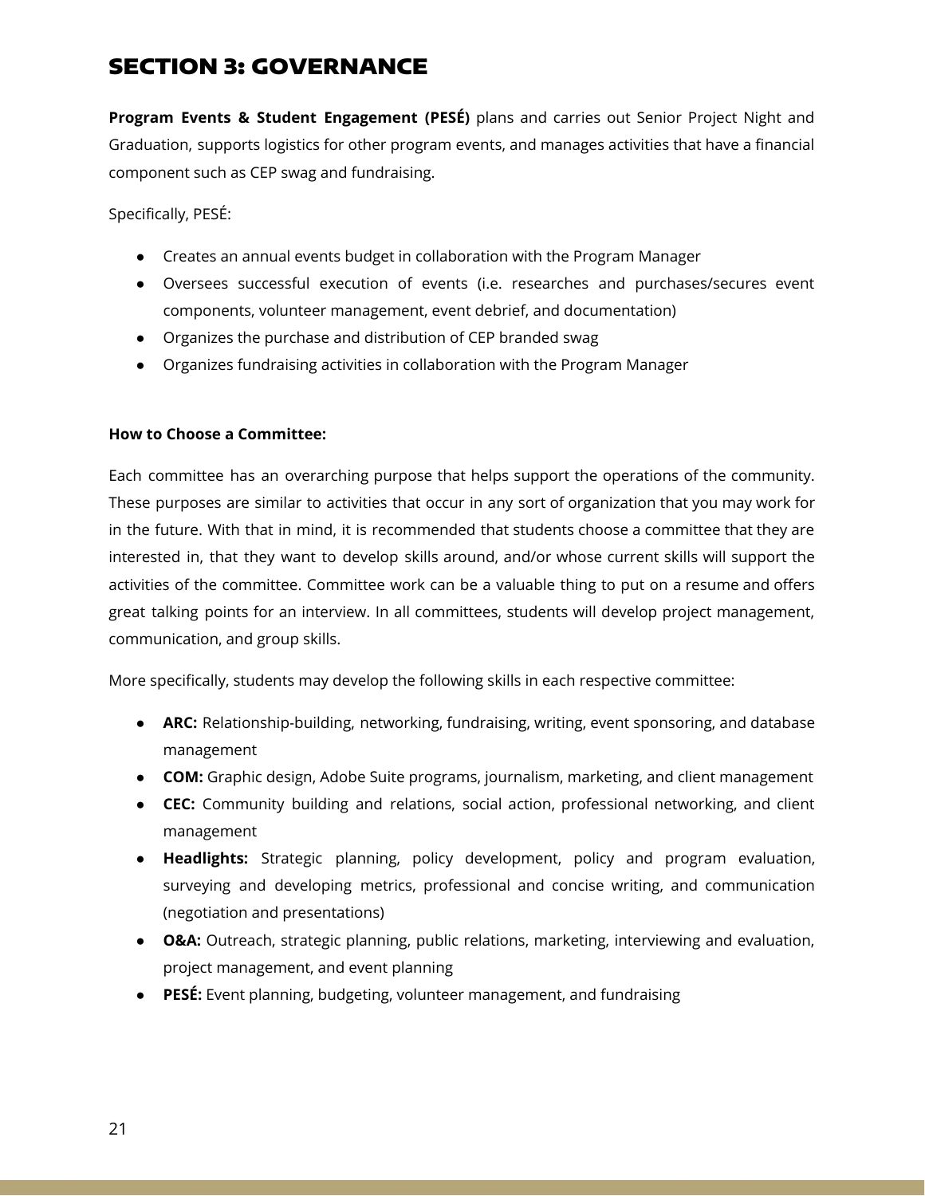# SECTION 3: GOVERNANCE

**Program Events & Student Engagement (PESÉ)** plans and carries out Senior Project Night and Graduation, supports logistics for other program events, and manages activities that have a financial component such as CEP swag and fundraising.

Specifically, PESÉ:

- Creates an annual events budget in collaboration with the Program Manager
- Oversees successful execution of events (i.e. researches and purchases/secures event components, volunteer management, event debrief, and documentation)
- Organizes the purchase and distribution of CEP branded swag
- Organizes fundraising activities in collaboration with the Program Manager

**How to Choose a Committee:**

Each committee has an overarching purpose that helps support the operations of the community. These purposes are similar to activities that occur in any sort of organization that you may work for in the future. With that in mind, it is recommended that students choose a committee that they are interested in, that they want to develop skills around, and/or whose current skills will support the activities of the committee. Committee work can be a valuable thing to put on a resume and offers great talking points for an interview. In all committees, students will develop project management, communication, and group skills.

More specifically, students may develop the following skills in each respective committee:

- **ARC:** Relationship-building, networking, fundraising, writing, event sponsoring, and database management
- **COM:** Graphic design, Adobe Suite programs, journalism, marketing, and client management
- **CEC:** Community building and relations, social action, professional networking, and client management
- **Headlights:** Strategic planning, policy development, policy and program evaluation, surveying and developing metrics, professional and concise writing, and communication (negotiation and presentations)
- **O&A:** Outreach, strategic planning, public relations, marketing, interviewing and evaluation, project management, and event planning
- **PESÉ:** Event planning, budgeting, volunteer management, and fundraising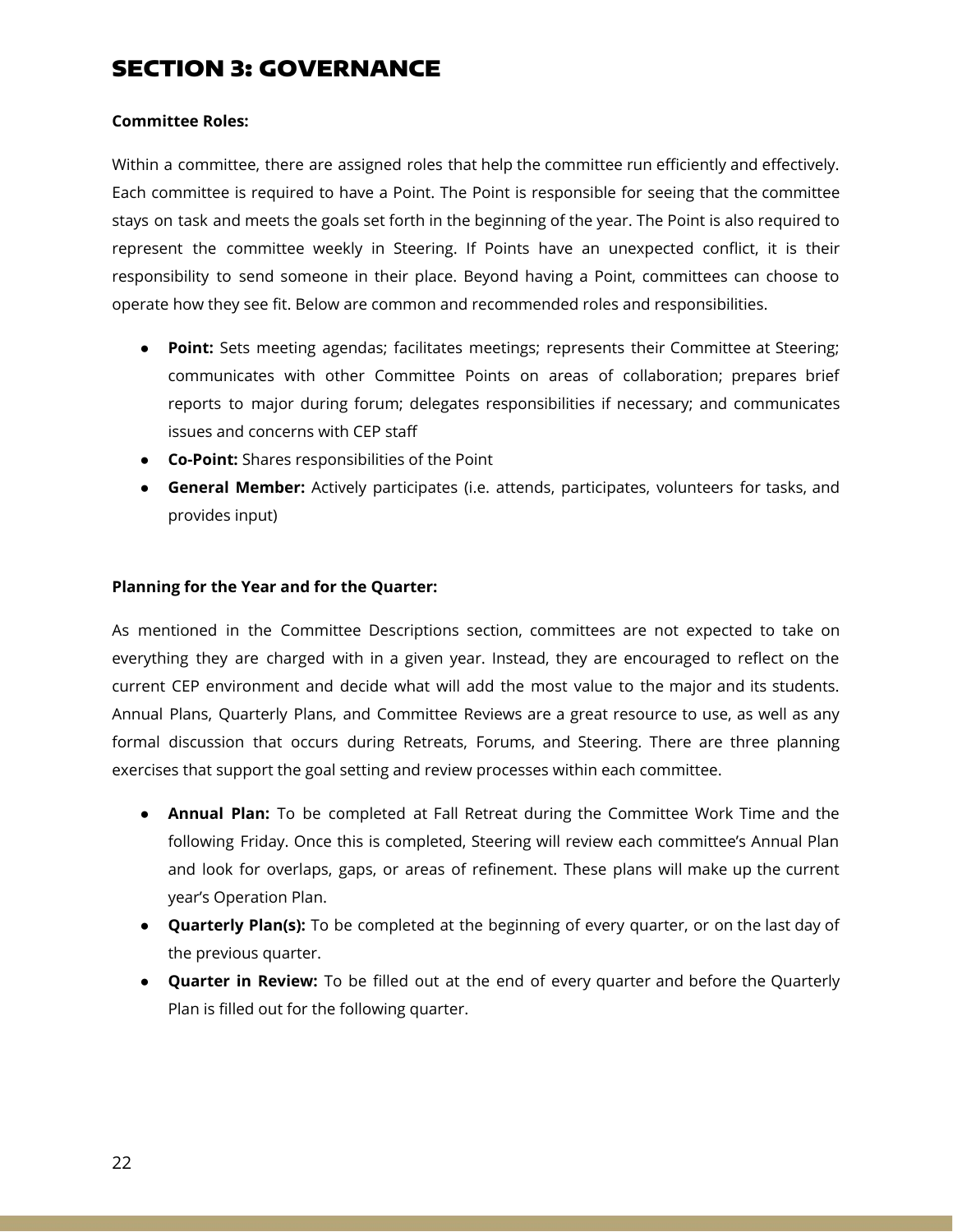# SECTION 3: GOVERNANCE

**Committee Roles:**

Within a committee, there are assigned roles that help the committee run efficiently and effectively. Each committee is required to have a Point. The Point is responsible for seeing that the committee stays on task and meets the goals set forth in the beginning of the year. The Point is also required to represent the committee weekly in Steering. If Points have an unexpected conflict, it is their responsibility to send someone in their place. Beyond having a Point, committees can choose to operate how they see fit. Below are common and recommended roles and responsibilities.

- **Point:** Sets meeting agendas; facilitates meetings; represents their Committee at Steering; communicates with other Committee Points on areas of collaboration; prepares brief reports to major during forum; delegates responsibilities if necessary; and communicates issues and concerns with CEP staff
- **Co-Point:** Shares responsibilities of the Point
- **General Member:** Actively participates (i.e. attends, participates, volunteers for tasks, and provides input)

**Planning for the Year and for the Quarter:**

As mentioned in the Committee Descriptions section, committees are not expected to take on everything they are charged with in a given year. Instead, they are encouraged to reflect on the current CEP environment and decide what will add the most value to the major and its students. Annual Plans, Quarterly Plans, and Committee Reviews are a great resource to use, as well as any formal discussion that occurs during Retreats, Forums, and Steering. There are three planning exercises that support the goal setting and review processes within each committee.

- **Annual Plan:** To be completed at Fall Retreat during the Committee Work Time and the following Friday. Once this is completed, Steering will review each committee's Annual Plan and look for overlaps, gaps, or areas of refinement. These plans will make up the current year's Operation Plan.
- **Quarterly Plan(s):** To be completed at the beginning of every quarter, or on the last day of the previous quarter.
- **Quarter in Review:** To be filled out at the end of every quarter and before the Quarterly Plan is filled out for the following quarter.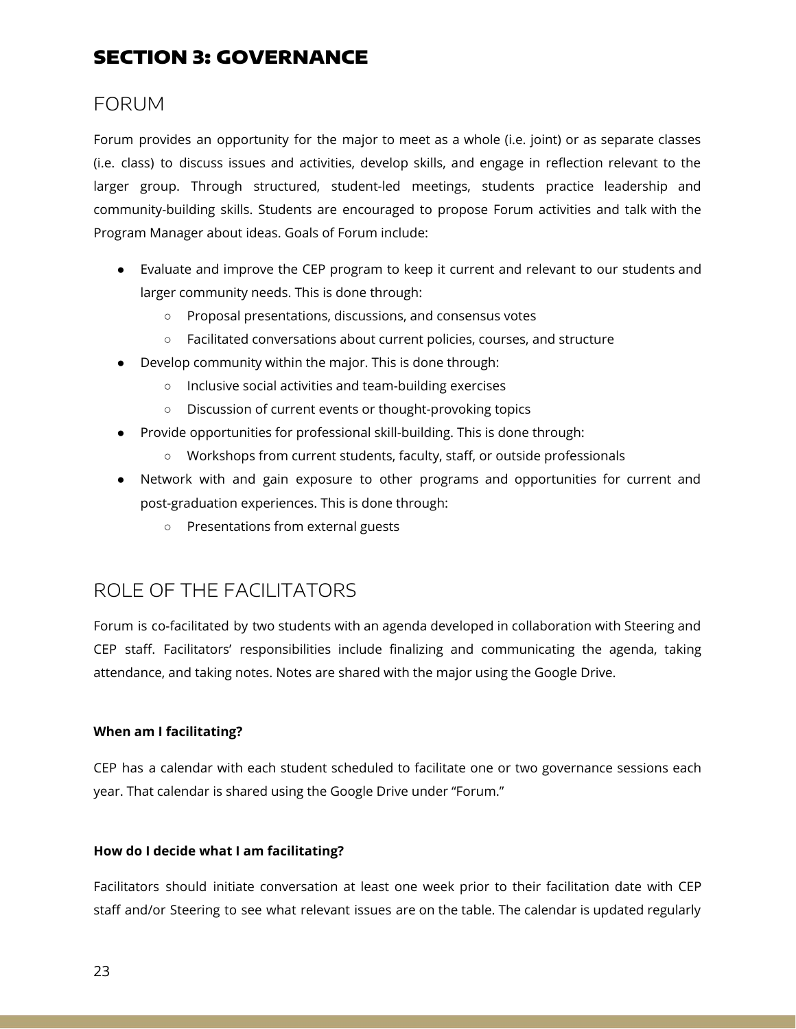# SECTION 3: GOVERNANCE

## FORUM

Forum provides an opportunity for the major to meet as a whole (i.e. joint) or as separate classes (i.e. class) to discuss issues and activities, develop skills, and engage in reflection relevant to the larger group. Through structured, student-led meetings, students practice leadership and community-building skills. Students are encouraged to propose Forum activities and talk with the Program Manager about ideas. Goals of Forum include:

- Evaluate and improve the CEP program to keep it current and relevant to our students and larger community needs. This is done through:
  - Proposal presentations, discussions, and consensus votes
  - Facilitated conversations about current policies, courses, and structure
- Develop community within the major. This is done through:
  - Inclusive social activities and team-building exercises
  - Discussion of current events or thought-provoking topics
- Provide opportunities for professional skill-building. This is done through:
  - Workshops from current students, faculty, staff, or outside professionals
- Network with and gain exposure to other programs and opportunities for current and post-graduation experiences. This is done through:
  - Presentations from external guests

## ROLE OF THE FACILITATORS

Forum is co-facilitated by two students with an agenda developed in collaboration with Steering and CEP staff. Facilitators' responsibilities include finalizing and communicating the agenda, taking attendance, and taking notes. Notes are shared with the major using the Google Drive.

**When am I facilitating?**

CEP has a calendar with each student scheduled to facilitate one or two governance sessions each year. That calendar is shared using the Google Drive under "Forum."

**How do I decide what I am facilitating?**

Facilitators should initiate conversation at least one week prior to their facilitation date with CEP staff and/or Steering to see what relevant issues are on the table. The calendar is updated regularly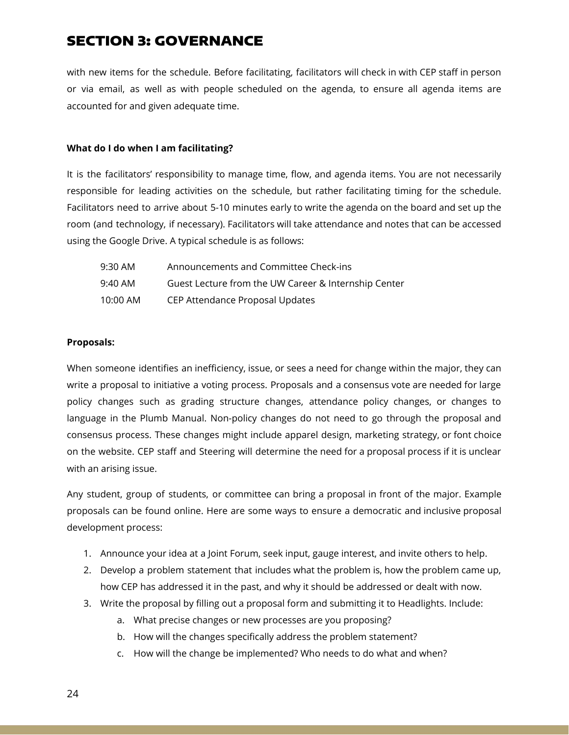## SECTION 3: GOVERNANCE

with new items for the schedule. Before facilitating, facilitators will check in with CEP staff in person or via email, as well as with people scheduled on the agenda, to ensure all agenda items are accounted for and given adequate time.

**What do I do when I am facilitating?**

It is the facilitators' responsibility to manage time, flow, and agenda items. You are not necessarily responsible for leading activities on the schedule, but rather facilitating timing for the schedule. Facilitators need to arrive about 5-10 minutes early to write the agenda on the board and set up the room (and technology, if necessary). Facilitators will take attendance and notes that can be accessed using the Google Drive. A typical schedule is as follows:

| | |
|---|---|
| 9:30 AM | Announcements and Committee Check-ins |
| 9:40 AM | Guest Lecture from the UW Career & Internship Center |
| 10:00 AM | CEP Attendance Proposal Updates |

**Proposals:**

When someone identifies an inefficiency, issue, or sees a need for change within the major, they can write a proposal to initiative a voting process. Proposals and a consensus vote are needed for large policy changes such as grading structure changes, attendance policy changes, or changes to language in the Plumb Manual. Non-policy changes do not need to go through the proposal and consensus process. These changes might include apparel design, marketing strategy, or font choice on the website. CEP staff and Steering will determine the need for a proposal process if it is unclear with an arising issue.

Any student, group of students, or committee can bring a proposal in front of the major. Example proposals can be found online. Here are some ways to ensure a democratic and inclusive proposal development process:

1. Announce your idea at a Joint Forum, seek input, gauge interest, and invite others to help.
2. Develop a problem statement that includes what the problem is, how the problem came up, how CEP has addressed it in the past, and why it should be addressed or dealt with now.
3. Write the proposal by filling out a proposal form and submitting it to Headlights. Include:
    a. What precise changes or new processes are you proposing?
    b. How will the changes specifically address the problem statement?
    c. How will the change be implemented? Who needs to do what and when?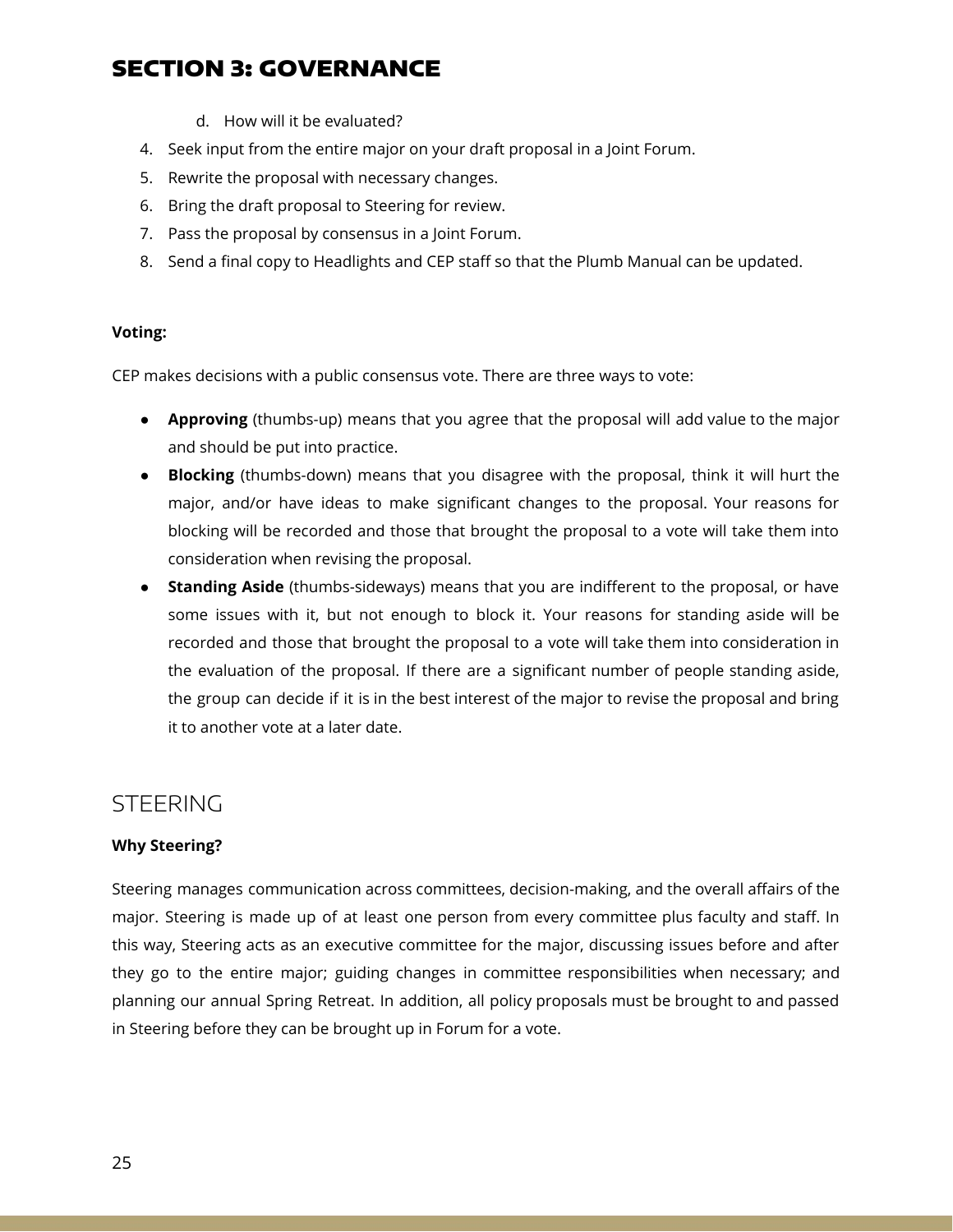# SECTION 3: GOVERNANCE

   d. How will it be evaluated?

4. Seek input from the entire major on your draft proposal in a Joint Forum.
5. Rewrite the proposal with necessary changes.
6. Bring the draft proposal to Steering for review.
7. Pass the proposal by consensus in a Joint Forum.
8. Send a final copy to Headlights and CEP staff so that the Plumb Manual can be updated.

**Voting:**

CEP makes decisions with a public consensus vote. There are three ways to vote:

- **Approving** (thumbs-up) means that you agree that the proposal will add value to the major and should be put into practice.
- **Blocking** (thumbs-down) means that you disagree with the proposal, think it will hurt the major, and/or have ideas to make significant changes to the proposal. Your reasons for blocking will be recorded and those that brought the proposal to a vote will take them into consideration when revising the proposal.
- **Standing Aside** (thumbs-sideways) means that you are indifferent to the proposal, or have some issues with it, but not enough to block it. Your reasons for standing aside will be recorded and those that brought the proposal to a vote will take them into consideration in the evaluation of the proposal. If there are a significant number of people standing aside, the group can decide if it is in the best interest of the major to revise the proposal and bring it to another vote at a later date.

## STEERING

**Why Steering?**

Steering manages communication across committees, decision-making, and the overall affairs of the major. Steering is made up of at least one person from every committee plus faculty and staff. In this way, Steering acts as an executive committee for the major, discussing issues before and after they go to the entire major; guiding changes in committee responsibilities when necessary; and planning our annual Spring Retreat. In addition, all policy proposals must be brought to and passed in Steering before they can be brought up in Forum for a vote.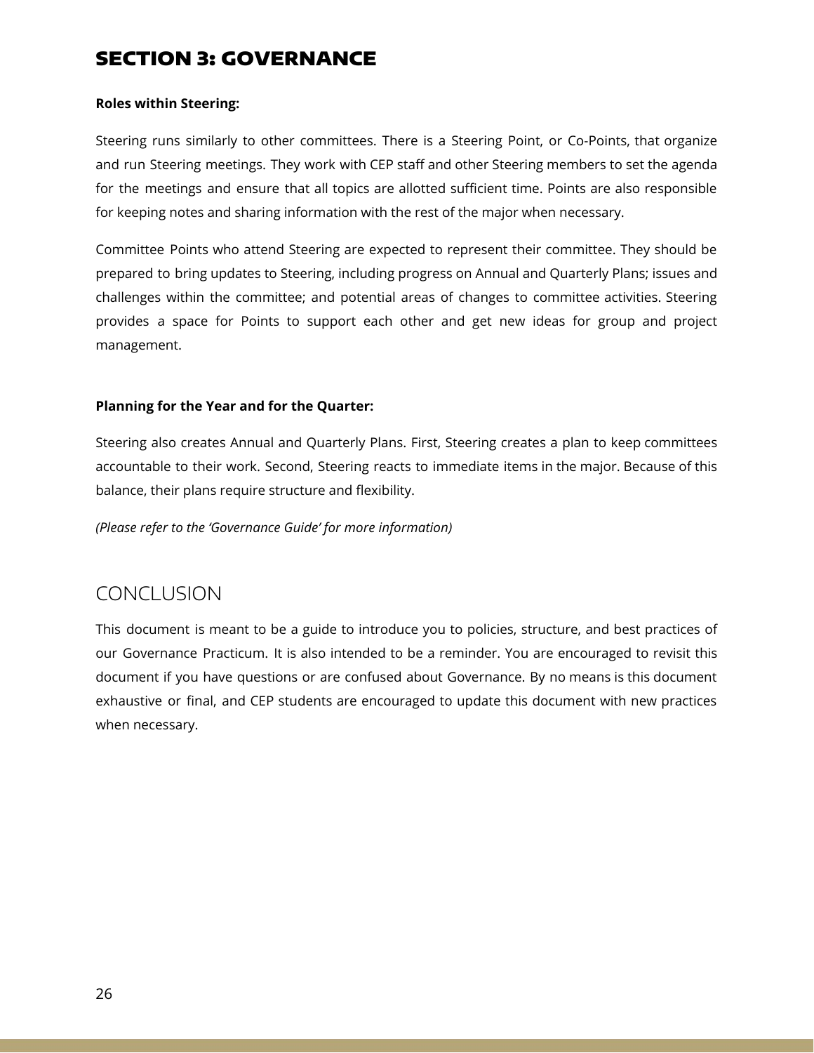## SECTION 3: GOVERNANCE

**Roles within Steering:**

Steering runs similarly to other committees. There is a Steering Point, or Co-Points, that organize and run Steering meetings. They work with CEP staff and other Steering members to set the agenda for the meetings and ensure that all topics are allotted sufficient time. Points are also responsible for keeping notes and sharing information with the rest of the major when necessary.

Committee Points who attend Steering are expected to represent their committee. They should be prepared to bring updates to Steering, including progress on Annual and Quarterly Plans; issues and challenges within the committee; and potential areas of changes to committee activities. Steering provides a space for Points to support each other and get new ideas for group and project management.

**Planning for the Year and for the Quarter:**

Steering also creates Annual and Quarterly Plans. First, Steering creates a plan to keep committees accountable to their work. Second, Steering reacts to immediate items in the major. Because of this balance, their plans require structure and flexibility.

*(Please refer to the 'Governance Guide' for more information)*

## CONCLUSION

This document is meant to be a guide to introduce you to policies, structure, and best practices of our Governance Practicum. It is also intended to be a reminder. You are encouraged to revisit this document if you have questions or are confused about Governance. By no means is this document exhaustive or final, and CEP students are encouraged to update this document with new practices when necessary.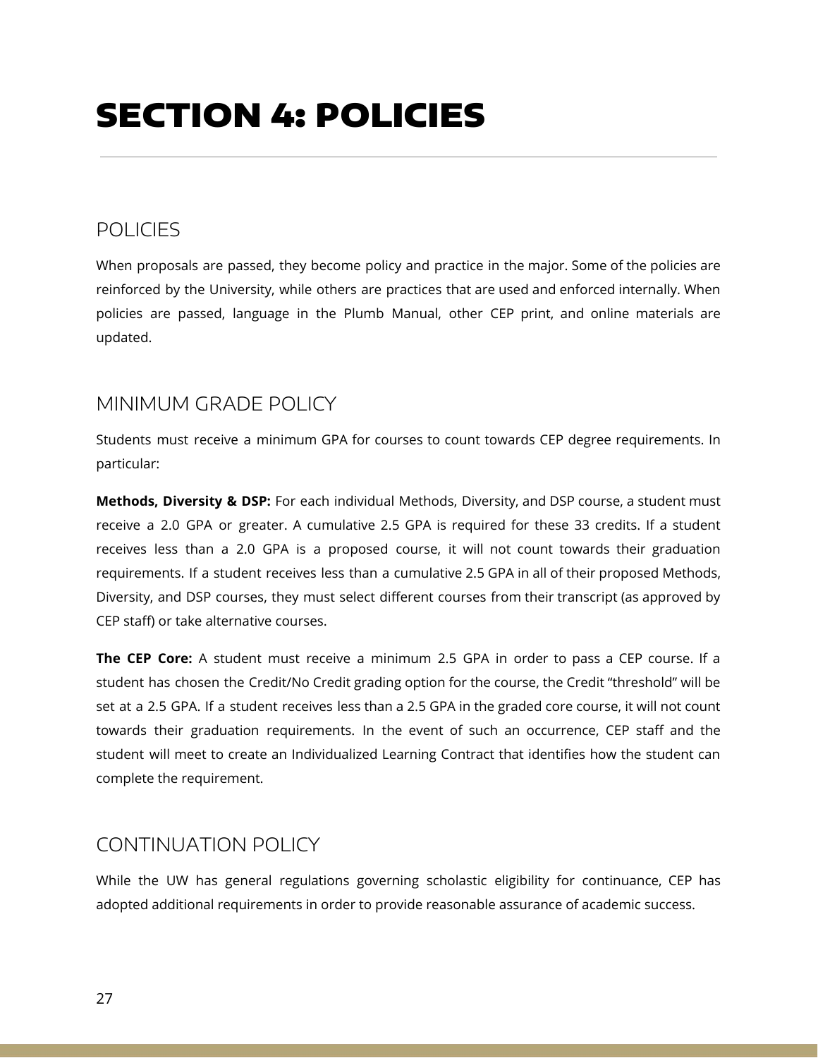# SECTION 4: POLICIES

## POLICIES

When proposals are passed, they become policy and practice in the major. Some of the policies are reinforced by the University, while others are practices that are used and enforced internally. When policies are passed, language in the Plumb Manual, other CEP print, and online materials are updated.

## MINIMUM GRADE POLICY

Students must receive a minimum GPA for courses to count towards CEP degree requirements. In particular:

**Methods, Diversity & DSP:** For each individual Methods, Diversity, and DSP course, a student must receive a 2.0 GPA or greater. A cumulative 2.5 GPA is required for these 33 credits. If a student receives less than a 2.0 GPA is a proposed course, it will not count towards their graduation requirements. If a student receives less than a cumulative 2.5 GPA in all of their proposed Methods, Diversity, and DSP courses, they must select different courses from their transcript (as approved by CEP staff) or take alternative courses.

**The CEP Core:** A student must receive a minimum 2.5 GPA in order to pass a CEP course. If a student has chosen the Credit/No Credit grading option for the course, the Credit "threshold" will be set at a 2.5 GPA. If a student receives less than a 2.5 GPA in the graded core course, it will not count towards their graduation requirements. In the event of such an occurrence, CEP staff and the student will meet to create an Individualized Learning Contract that identifies how the student can complete the requirement.

## CONTINUATION POLICY

While the UW has general regulations governing scholastic eligibility for continuance, CEP has adopted additional requirements in order to provide reasonable assurance of academic success.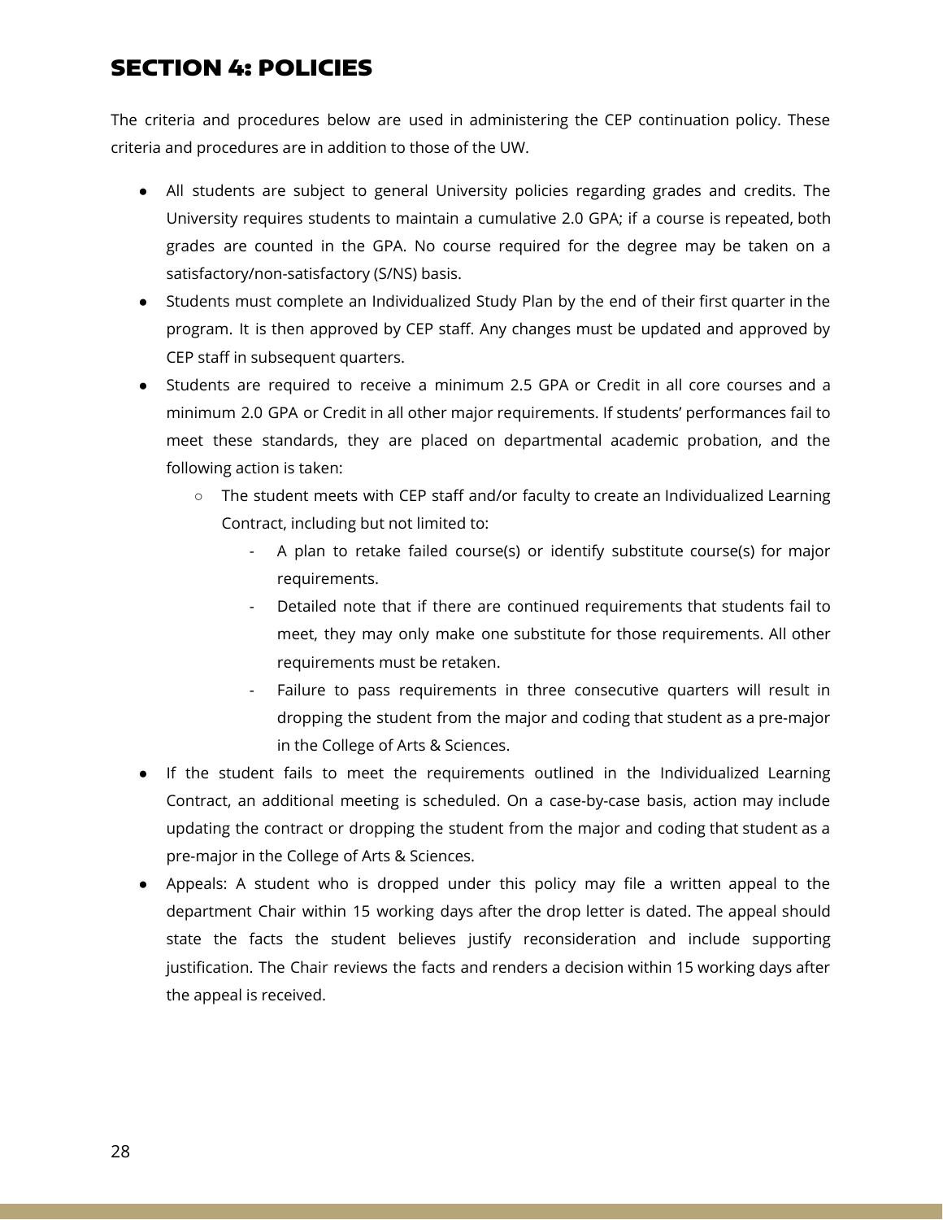## SECTION 4: POLICIES

The criteria and procedures below are used in administering the CEP continuation policy. These criteria and procedures are in addition to those of the UW.

- All students are subject to general University policies regarding grades and credits. The University requires students to maintain a cumulative 2.0 GPA; if a course is repeated, both grades are counted in the GPA. No course required for the degree may be taken on a satisfactory/non-satisfactory (S/NS) basis.
- Students must complete an Individualized Study Plan by the end of their first quarter in the program. It is then approved by CEP staff. Any changes must be updated and approved by CEP staff in subsequent quarters.
- Students are required to receive a minimum 2.5 GPA or Credit in all core courses and a minimum 2.0 GPA or Credit in all other major requirements. If students' performances fail to meet these standards, they are placed on departmental academic probation, and the following action is taken:
    - The student meets with CEP staff and/or faculty to create an Individualized Learning Contract, including but not limited to:
        - A plan to retake failed course(s) or identify substitute course(s) for major requirements.
        - Detailed note that if there are continued requirements that students fail to meet, they may only make one substitute for those requirements. All other requirements must be retaken.
        - Failure to pass requirements in three consecutive quarters will result in dropping the student from the major and coding that student as a pre-major in the College of Arts & Sciences.
- If the student fails to meet the requirements outlined in the Individualized Learning Contract, an additional meeting is scheduled. On a case-by-case basis, action may include updating the contract or dropping the student from the major and coding that student as a pre-major in the College of Arts & Sciences.
- Appeals: A student who is dropped under this policy may file a written appeal to the department Chair within 15 working days after the drop letter is dated. The appeal should state the facts the student believes justify reconsideration and include supporting justification. The Chair reviews the facts and renders a decision within 15 working days after the appeal is received.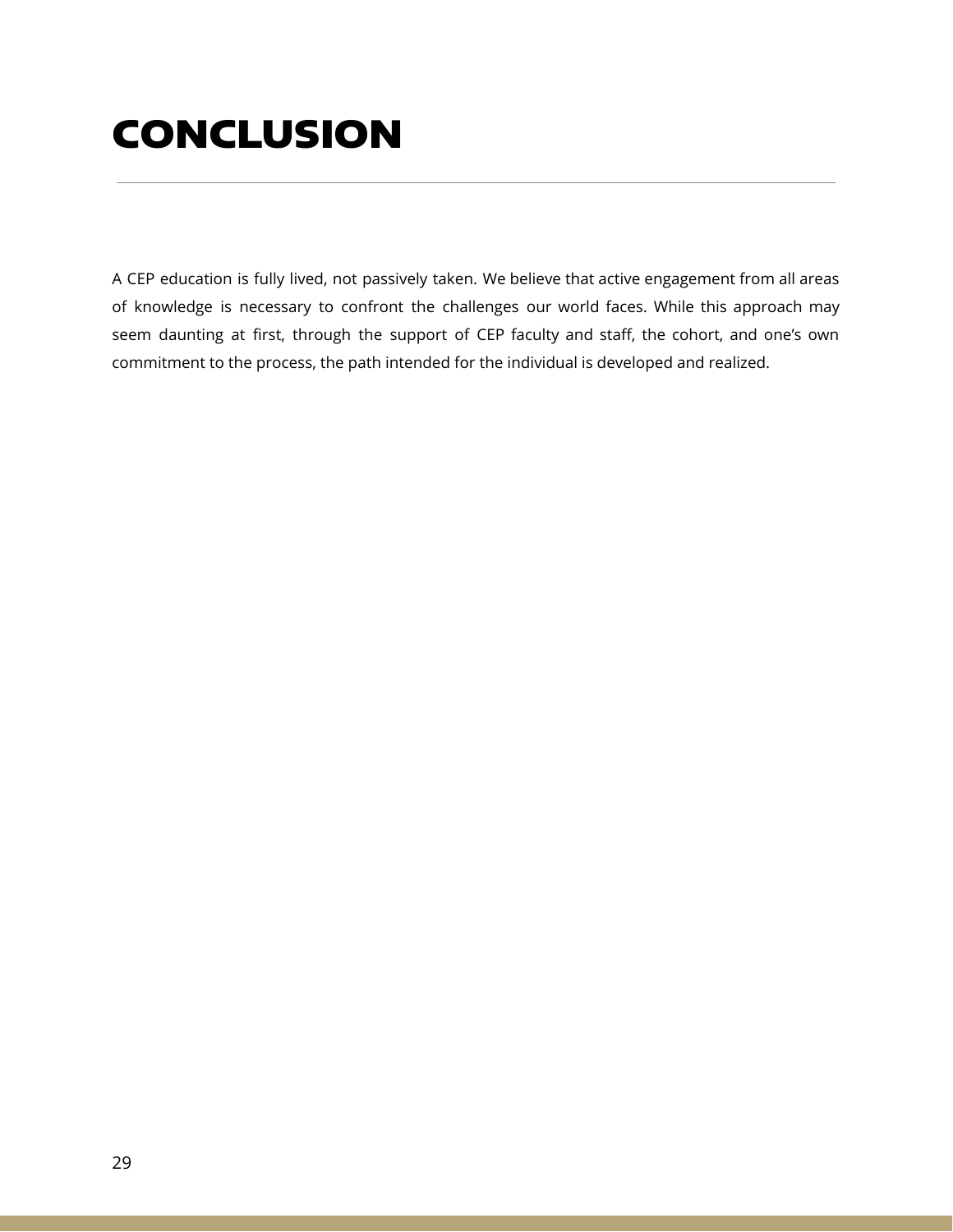# CONCLUSION

A CEP education is fully lived, not passively taken. We believe that active engagement from all areas of knowledge is necessary to confront the challenges our world faces. While this approach may seem daunting at first, through the support of CEP faculty and staff, the cohort, and one's own commitment to the process, the path intended for the individual is developed and realized.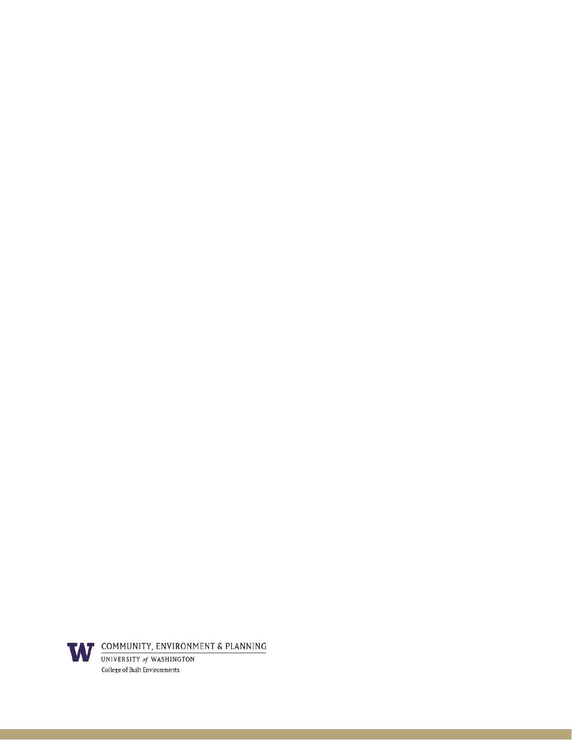COMMUNITY, ENVIRONMENT & PLANNING

UNIVERSITY *of* WASHINGTON

College of Built Environments